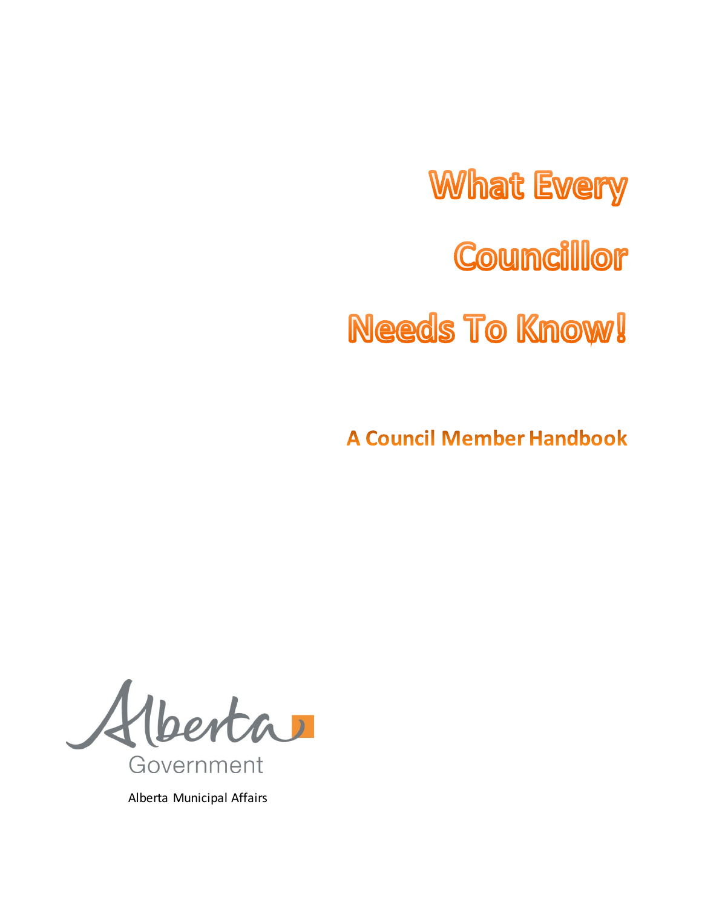# What Every Councillor Needs To Know!

## A Council Member Handbook

Alberta Government

Alberta Municipal Affairs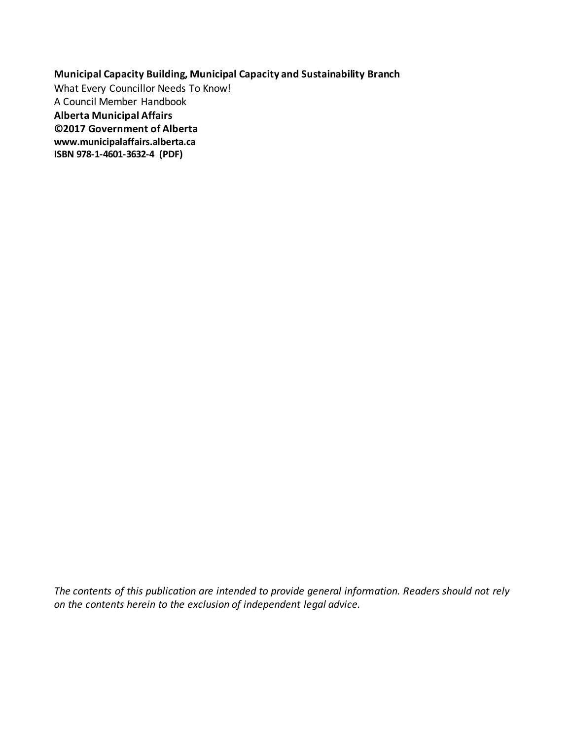**Municipal Capacity Building, Municipal Capacity and Sustainability Branch**
What Every Councillor Needs To Know!
A Council Member Handbook
**Alberta Municipal Affairs**
**©2017 Government of Alberta**
**www.municipalaffairs.alberta.ca**
**ISBN 978-1-4601-3632-4 (PDF)**

*The contents of this publication are intended to provide general information. Readers should not rely on the contents herein to the exclusion of independent legal advice.*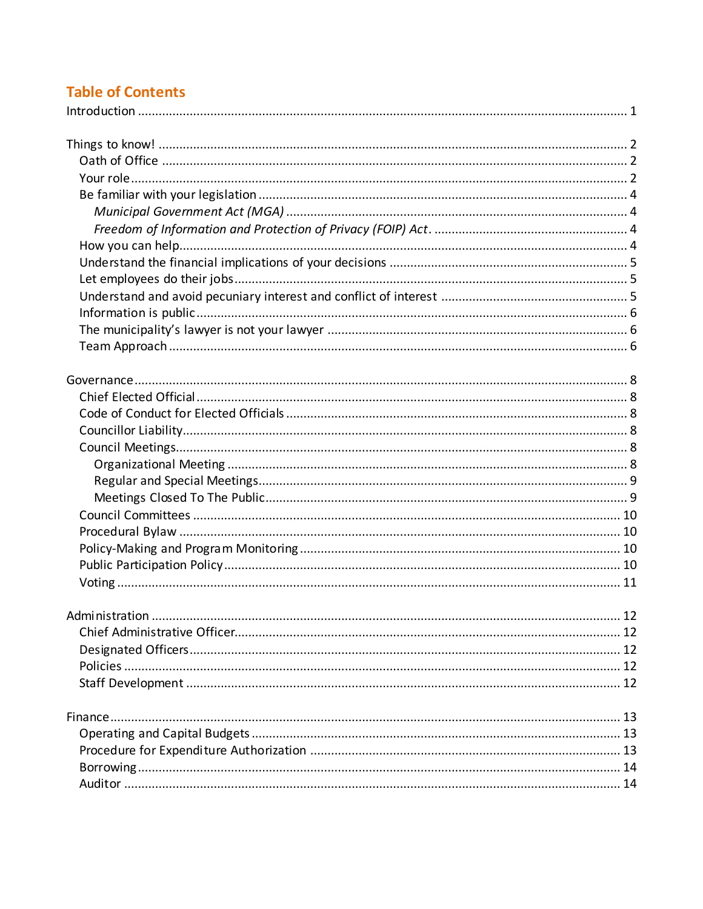## Table of Contents

Introduction ........................................................................................................................................... 1

Things to know! ..................................................................................................................................... 2
  Oath of Office ....................................................................................................................................... 2
  Your role ................................................................................................................................................ 2
  Be familiar with your legislation ......................................................................................................... 4
    *Municipal Government Act (MGA)* ................................................................................................... 4
    *Freedom of Information and Protection of Privacy (FOIP) Act.* ....................................................... 4
  How you can help ................................................................................................................................. 4
  Understand the financial implications of your decisions .................................................................... 5
  Let employees do their jobs ................................................................................................................. 5
  Understand and avoid pecuniary interest and conflict of interest ..................................................... 5
  Information is public ............................................................................................................................ 6
  The municipality's lawyer is not your lawyer ..................................................................................... 6
  Team Approach ..................................................................................................................................... 6

Governance ............................................................................................................................................ 8
  Chief Elected Official ............................................................................................................................ 8
  Code of Conduct for Elected Officials .................................................................................................. 8
  Councillor Liability ................................................................................................................................. 8
  Council Meetings ................................................................................................................................... 8
    Organizational Meeting ...................................................................................................................... 8
    Regular and Special Meetings ............................................................................................................ 9
    Meetings Closed To The Public ........................................................................................................... 9
  Council Committees ............................................................................................................................ 10
  Procedural Bylaw ................................................................................................................................ 10
  Policy-Making and Program Monitoring ............................................................................................ 10
  Public Participation Policy .................................................................................................................. 10
  Voting .................................................................................................................................................. 11

Administration ..................................................................................................................................... 12
  Chief Administrative Officer ............................................................................................................... 12
  Designated Officers ............................................................................................................................. 12
  Policies ................................................................................................................................................. 12
  Staff Development ............................................................................................................................... 12

Finance ................................................................................................................................................. 13
  Operating and Capital Budgets ........................................................................................................... 13
  Procedure for Expenditure Authorization .......................................................................................... 13
  Borrowing ............................................................................................................................................ 14
  Auditor ................................................................................................................................................ 14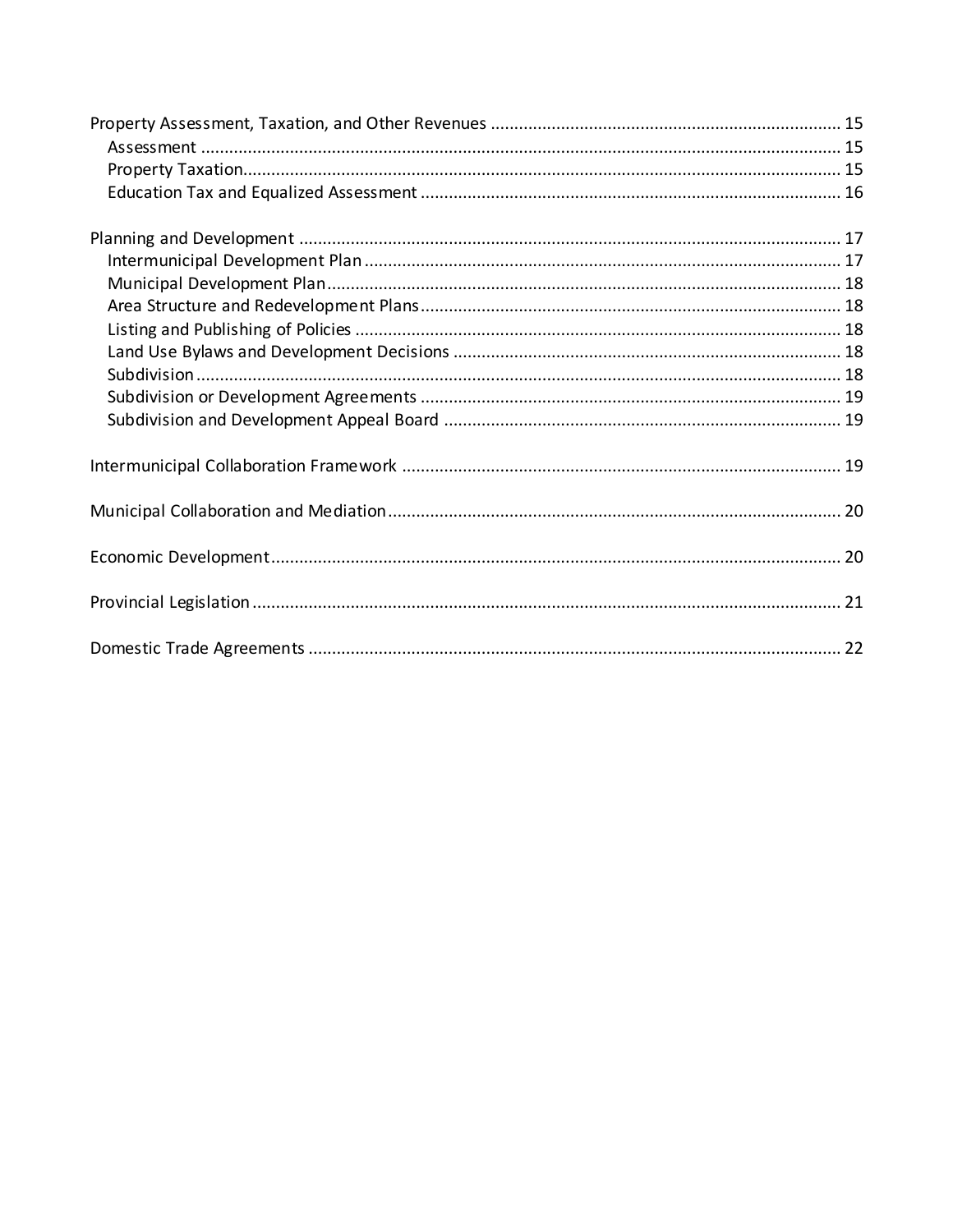Property Assessment, Taxation, and Other Revenues .......................................................................... 15
- Assessment ........................................................................................................................ 15
- Property Taxation.............................................................................................................. 15
- Education Tax and Equalized Assessment ......................................................................... 16

Planning and Development ................................................................................................... 17
- Intermunicipal Development Plan .................................................................................... 17
- Municipal Development Plan............................................................................................. 18
- Area Structure and Redevelopment Plans......................................................................... 18
- Listing and Publishing of Policies ...................................................................................... 18
- Land Use Bylaws and Development Decisions .................................................................. 18
- Subdivision ........................................................................................................................ 18
- Subdivision or Development Agreements ......................................................................... 19
- Subdivision and Development Appeal Board .................................................................... 19

Intermunicipal Collaboration Framework ............................................................................. 19

Municipal Collaboration and Mediation................................................................................ 20

Economic Development......................................................................................................... 20

Provincial Legislation............................................................................................................. 21

Domestic Trade Agreements ................................................................................................. 22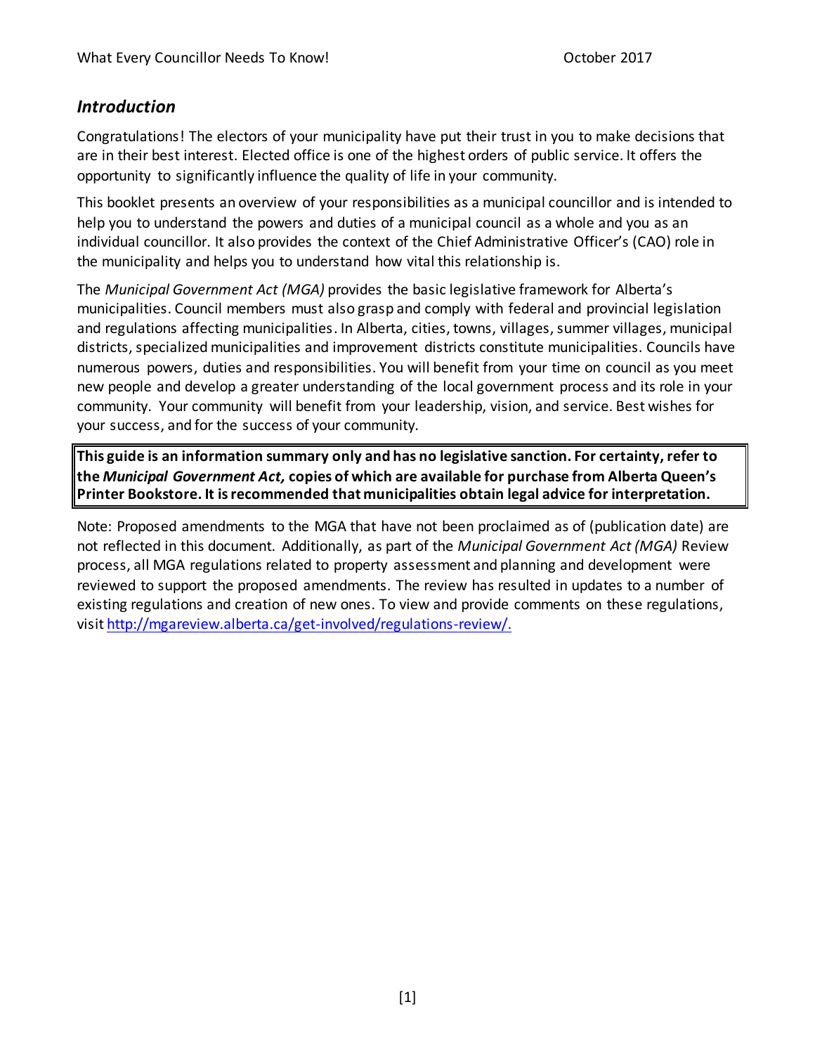## *Introduction*

Congratulations! The electors of your municipality have put their trust in you to make decisions that are in their best interest. Elected office is one of the highest orders of public service. It offers the opportunity to significantly influence the quality of life in your community.

This booklet presents an overview of your responsibilities as a municipal councillor and is intended to help you to understand the powers and duties of a municipal council as a whole and you as an individual councillor. It also provides the context of the Chief Administrative Officer's (CAO) role in the municipality and helps you to understand how vital this relationship is.

The *Municipal Government Act (MGA)* provides the basic legislative framework for Alberta's municipalities. Council members must also grasp and comply with federal and provincial legislation and regulations affecting municipalities. In Alberta, cities, towns, villages, summer villages, municipal districts, specialized municipalities and improvement districts constitute municipalities. Councils have numerous powers, duties and responsibilities. You will benefit from your time on council as you meet new people and develop a greater understanding of the local government process and its role in your community. Your community will benefit from your leadership, vision, and service. Best wishes for your success, and for the success of your community.

**This guide is an information summary only and has no legislative sanction. For certainty, refer to the *Municipal Government Act,* copies of which are available for purchase from Alberta Queen's Printer Bookstore. It is recommended that municipalities obtain legal advice for interpretation.**

Note: Proposed amendments to the MGA that have not been proclaimed as of (publication date) are not reflected in this document. Additionally, as part of the *Municipal Government Act (MGA)* Review process, all MGA regulations related to property assessment and planning and development were reviewed to support the proposed amendments. The review has resulted in updates to a number of existing regulations and creation of new ones. To view and provide comments on these regulations, visit http://mgareview.alberta.ca/get-involved/regulations-review/.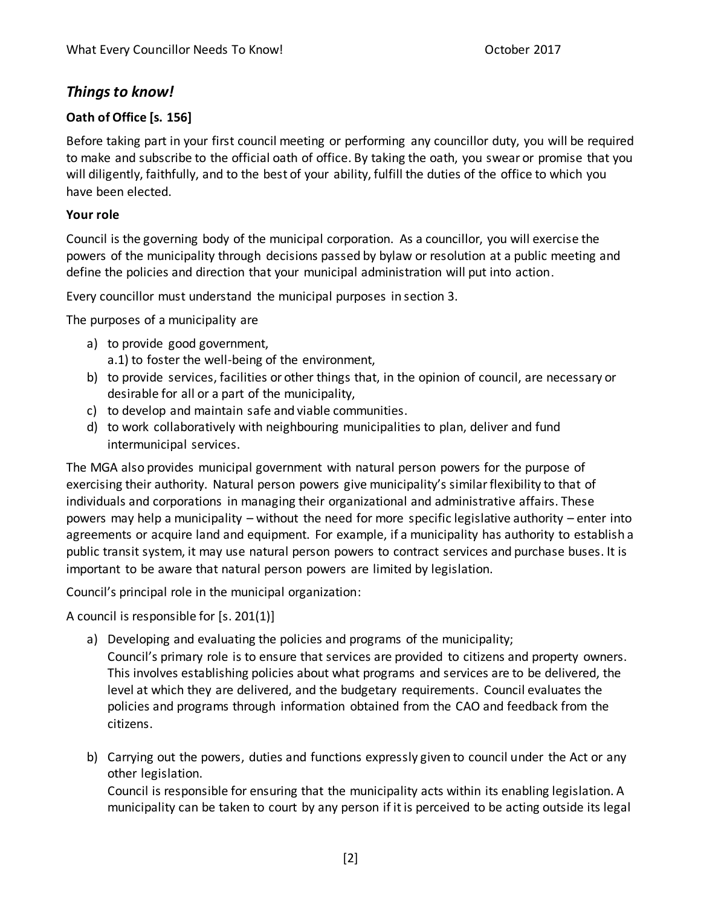## *Things to know!*

### Oath of Office [s. 156]

Before taking part in your first council meeting or performing any councillor duty, you will be required to make and subscribe to the official oath of office. By taking the oath, you swear or promise that you will diligently, faithfully, and to the best of your ability, fulfill the duties of the office to which you have been elected.

### Your role

Council is the governing body of the municipal corporation. As a councillor, you will exercise the powers of the municipality through decisions passed by bylaw or resolution at a public meeting and define the policies and direction that your municipal administration will put into action.

Every councillor must understand the municipal purposes in section 3.

The purposes of a municipality are

a) to provide good government,
   a.1) to foster the well-being of the environment,
b) to provide services, facilities or other things that, in the opinion of council, are necessary or desirable for all or a part of the municipality,
c) to develop and maintain safe and viable communities.
d) to work collaboratively with neighbouring municipalities to plan, deliver and fund intermunicipal services.

The MGA also provides municipal government with natural person powers for the purpose of exercising their authority. Natural person powers give municipality's similar flexibility to that of individuals and corporations in managing their organizational and administrative affairs. These powers may help a municipality – without the need for more specific legislative authority – enter into agreements or acquire land and equipment. For example, if a municipality has authority to establish a public transit system, it may use natural person powers to contract services and purchase buses. It is important to be aware that natural person powers are limited by legislation.

Council's principal role in the municipal organization:

A council is responsible for [s. 201(1)]

a) Developing and evaluating the policies and programs of the municipality;
   Council's primary role is to ensure that services are provided to citizens and property owners. This involves establishing policies about what programs and services are to be delivered, the level at which they are delivered, and the budgetary requirements. Council evaluates the policies and programs through information obtained from the CAO and feedback from the citizens.

b) Carrying out the powers, duties and functions expressly given to council under the Act or any other legislation.
   Council is responsible for ensuring that the municipality acts within its enabling legislation. A municipality can be taken to court by any person if it is perceived to be acting outside its legal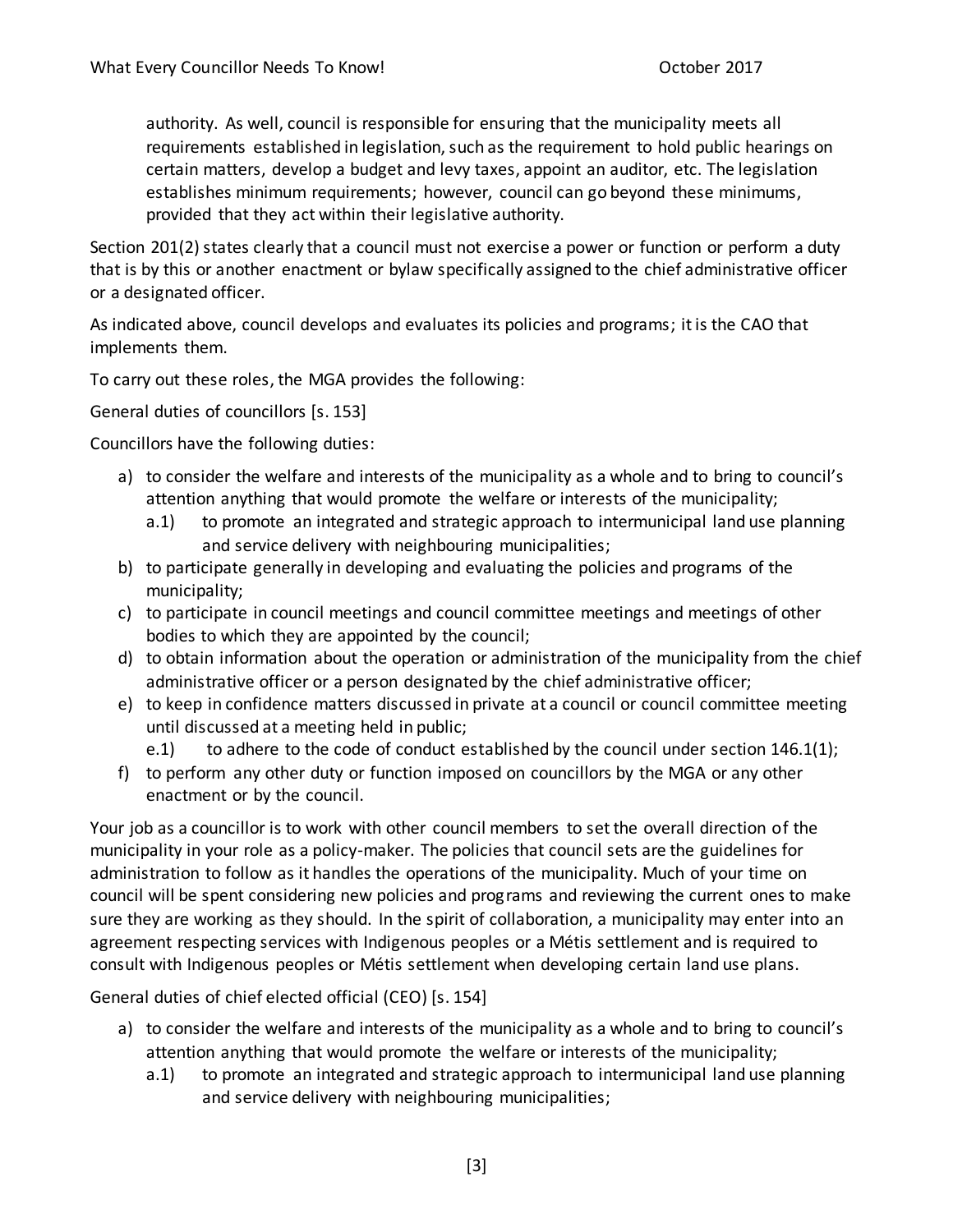authority. As well, council is responsible for ensuring that the municipality meets all requirements established in legislation, such as the requirement to hold public hearings on certain matters, develop a budget and levy taxes, appoint an auditor, etc. The legislation establishes minimum requirements; however, council can go beyond these minimums, provided that they act within their legislative authority.

Section 201(2) states clearly that a council must not exercise a power or function or perform a duty that is by this or another enactment or bylaw specifically assigned to the chief administrative officer or a designated officer.

As indicated above, council develops and evaluates its policies and programs; it is the CAO that implements them.

To carry out these roles, the MGA provides the following:

General duties of councillors [s. 153]

Councillors have the following duties:

- a) to consider the welfare and interests of the municipality as a whole and to bring to council's attention anything that would promote the welfare or interests of the municipality;
  - a.1) to promote an integrated and strategic approach to intermunicipal land use planning and service delivery with neighbouring municipalities;
- b) to participate generally in developing and evaluating the policies and programs of the municipality;
- c) to participate in council meetings and council committee meetings and meetings of other bodies to which they are appointed by the council;
- d) to obtain information about the operation or administration of the municipality from the chief administrative officer or a person designated by the chief administrative officer;
- e) to keep in confidence matters discussed in private at a council or council committee meeting until discussed at a meeting held in public;
  - e.1) to adhere to the code of conduct established by the council under section 146.1(1);
- f) to perform any other duty or function imposed on councillors by the MGA or any other enactment or by the council.

Your job as a councillor is to work with other council members to set the overall direction of the municipality in your role as a policy-maker. The policies that council sets are the guidelines for administration to follow as it handles the operations of the municipality. Much of your time on council will be spent considering new policies and programs and reviewing the current ones to make sure they are working as they should. In the spirit of collaboration, a municipality may enter into an agreement respecting services with Indigenous peoples or a Métis settlement and is required to consult with Indigenous peoples or Métis settlement when developing certain land use plans.

General duties of chief elected official (CEO) [s. 154]

- a) to consider the welfare and interests of the municipality as a whole and to bring to council's attention anything that would promote the welfare or interests of the municipality;
  - a.1) to promote an integrated and strategic approach to intermunicipal land use planning and service delivery with neighbouring municipalities;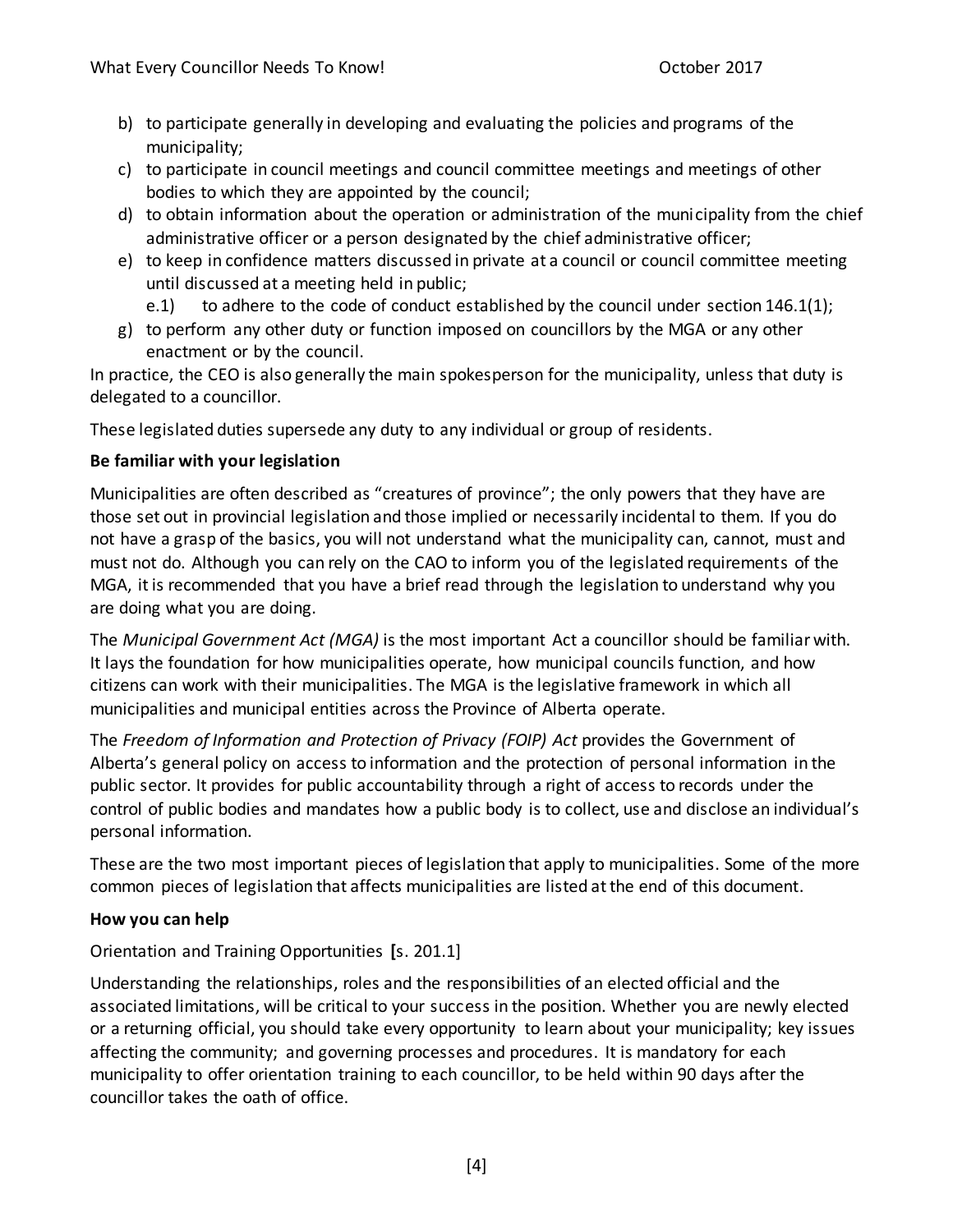b) to participate generally in developing and evaluating the policies and programs of the municipality;
c) to participate in council meetings and council committee meetings and meetings of other bodies to which they are appointed by the council;
d) to obtain information about the operation or administration of the municipality from the chief administrative officer or a person designated by the chief administrative officer;
e) to keep in confidence matters discussed in private at a council or council committee meeting until discussed at a meeting held in public;
   e.1) to adhere to the code of conduct established by the council under section 146.1(1);
g) to perform any other duty or function imposed on councillors by the MGA or any other enactment or by the council.

In practice, the CEO is also generally the main spokesperson for the municipality, unless that duty is delegated to a councillor.

These legislated duties supersede any duty to any individual or group of residents.

**Be familiar with your legislation**

Municipalities are often described as "creatures of province"; the only powers that they have are those set out in provincial legislation and those implied or necessarily incidental to them. If you do not have a grasp of the basics, you will not understand what the municipality can, cannot, must and must not do. Although you can rely on the CAO to inform you of the legislated requirements of the MGA, it is recommended that you have a brief read through the legislation to understand why you are doing what you are doing.

The *Municipal Government Act (MGA)* is the most important Act a councillor should be familiar with. It lays the foundation for how municipalities operate, how municipal councils function, and how citizens can work with their municipalities. The MGA is the legislative framework in which all municipalities and municipal entities across the Province of Alberta operate.

The *Freedom of Information and Protection of Privacy (FOIP) Act* provides the Government of Alberta's general policy on access to information and the protection of personal information in the public sector. It provides for public accountability through a right of access to records under the control of public bodies and mandates how a public body is to collect, use and disclose an individual's personal information.

These are the two most important pieces of legislation that apply to municipalities. Some of the more common pieces of legislation that affects municipalities are listed at the end of this document.

**How you can help**

Orientation and Training Opportunities **[**s. 201.1]

Understanding the relationships, roles and the responsibilities of an elected official and the associated limitations, will be critical to your success in the position. Whether you are newly elected or a returning official, you should take every opportunity to learn about your municipality; key issues affecting the community; and governing processes and procedures. It is mandatory for each municipality to offer orientation training to each councillor, to be held within 90 days after the councillor takes the oath of office.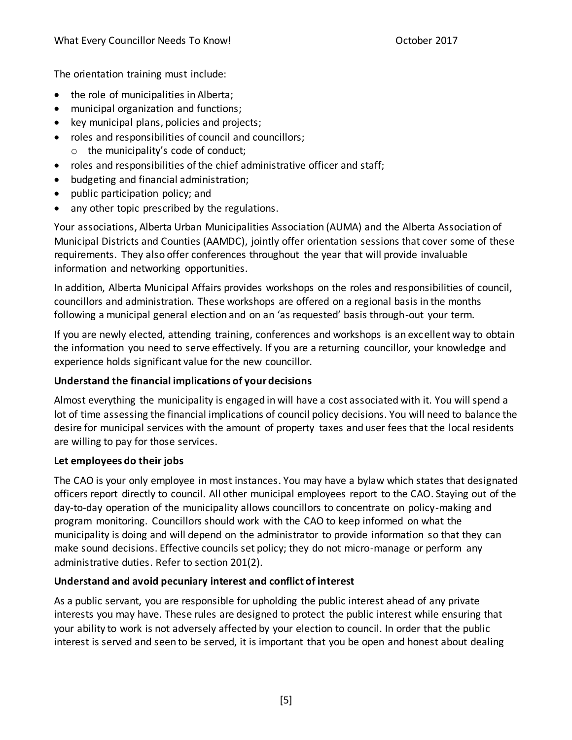The orientation training must include:

- the role of municipalities in Alberta;
- municipal organization and functions;
- key municipal plans, policies and projects;
- roles and responsibilities of council and councillors;
    - the municipality's code of conduct;
- roles and responsibilities of the chief administrative officer and staff;
- budgeting and financial administration;
- public participation policy; and
- any other topic prescribed by the regulations.

Your associations, Alberta Urban Municipalities Association (AUMA) and the Alberta Association of Municipal Districts and Counties (AAMDC), jointly offer orientation sessions that cover some of these requirements. They also offer conferences throughout the year that will provide invaluable information and networking opportunities.

In addition, Alberta Municipal Affairs provides workshops on the roles and responsibilities of council, councillors and administration. These workshops are offered on a regional basis in the months following a municipal general election and on an 'as requested' basis through-out your term.

If you are newly elected, attending training, conferences and workshops is an excellent way to obtain the information you need to serve effectively. If you are a returning councillor, your knowledge and experience holds significant value for the new councillor.

**Understand the financial implications of your decisions**

Almost everything the municipality is engaged in will have a cost associated with it. You will spend a lot of time assessing the financial implications of council policy decisions. You will need to balance the desire for municipal services with the amount of property taxes and user fees that the local residents are willing to pay for those services.

**Let employees do their jobs**

The CAO is your only employee in most instances. You may have a bylaw which states that designated officers report directly to council. All other municipal employees report to the CAO. Staying out of the day-to-day operation of the municipality allows councillors to concentrate on policy-making and program monitoring. Councillors should work with the CAO to keep informed on what the municipality is doing and will depend on the administrator to provide information so that they can make sound decisions. Effective councils set policy; they do not micro-manage or perform any administrative duties. Refer to section 201(2).

**Understand and avoid pecuniary interest and conflict of interest**

As a public servant, you are responsible for upholding the public interest ahead of any private interests you may have. These rules are designed to protect the public interest while ensuring that your ability to work is not adversely affected by your election to council. In order that the public interest is served and seen to be served, it is important that you be open and honest about dealing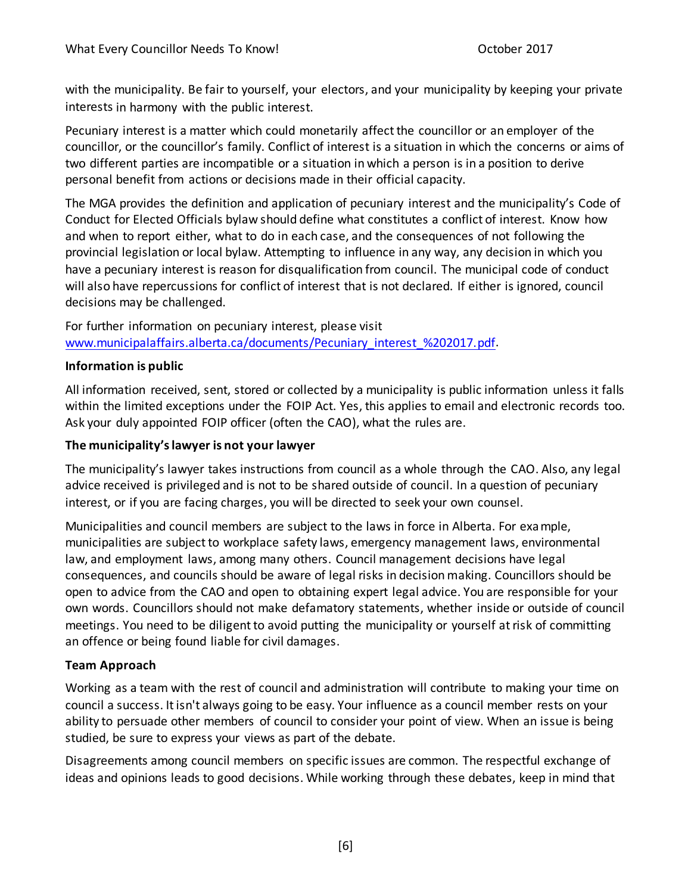with the municipality. Be fair to yourself, your electors, and your municipality by keeping your private interests in harmony with the public interest.

Pecuniary interest is a matter which could monetarily affect the councillor or an employer of the councillor, or the councillor's family. Conflict of interest is a situation in which the concerns or aims of two different parties are incompatible or a situation in which a person is in a position to derive personal benefit from actions or decisions made in their official capacity.

The MGA provides the definition and application of pecuniary interest and the municipality's Code of Conduct for Elected Officials bylaw should define what constitutes a conflict of interest. Know how and when to report either, what to do in each case, and the consequences of not following the provincial legislation or local bylaw. Attempting to influence in any way, any decision in which you have a pecuniary interest is reason for disqualification from council. The municipal code of conduct will also have repercussions for conflict of interest that is not declared. If either is ignored, council decisions may be challenged.

For further information on pecuniary interest, please visit [www.municipalaffairs.alberta.ca/documents/Pecuniary_interest_%202017.pdf](www.municipalaffairs.alberta.ca/documents/Pecuniary_interest_%202017.pdf).

**Information is public**

All information received, sent, stored or collected by a municipality is public information unless it falls within the limited exceptions under the FOIP Act. Yes, this applies to email and electronic records too. Ask your duly appointed FOIP officer (often the CAO), what the rules are.

**The municipality's lawyer is not your lawyer**

The municipality's lawyer takes instructions from council as a whole through the CAO. Also, any legal advice received is privileged and is not to be shared outside of council. In a question of pecuniary interest, or if you are facing charges, you will be directed to seek your own counsel.

Municipalities and council members are subject to the laws in force in Alberta. For example, municipalities are subject to workplace safety laws, emergency management laws, environmental law, and employment laws, among many others. Council management decisions have legal consequences, and councils should be aware of legal risks in decision making. Councillors should be open to advice from the CAO and open to obtaining expert legal advice. You are responsible for your own words. Councillors should not make defamatory statements, whether inside or outside of council meetings. You need to be diligent to avoid putting the municipality or yourself at risk of committing an offence or being found liable for civil damages.

**Team Approach**

Working as a team with the rest of council and administration will contribute to making your time on council a success. It isn't always going to be easy. Your influence as a council member rests on your ability to persuade other members of council to consider your point of view. When an issue is being studied, be sure to express your views as part of the debate.

Disagreements among council members on specific issues are common. The respectful exchange of ideas and opinions leads to good decisions. While working through these debates, keep in mind that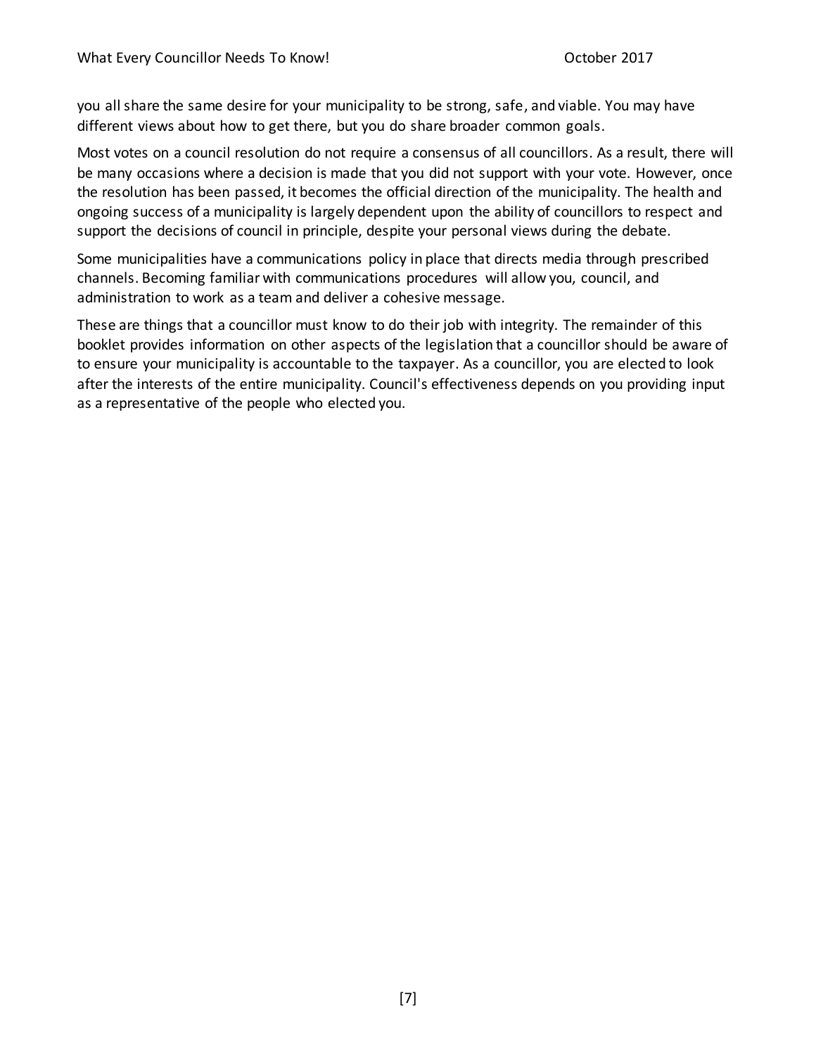you all share the same desire for your municipality to be strong, safe, and viable. You may have different views about how to get there, but you do share broader common goals.

Most votes on a council resolution do not require a consensus of all councillors. As a result, there will be many occasions where a decision is made that you did not support with your vote. However, once the resolution has been passed, it becomes the official direction of the municipality. The health and ongoing success of a municipality is largely dependent upon the ability of councillors to respect and support the decisions of council in principle, despite your personal views during the debate.

Some municipalities have a communications policy in place that directs media through prescribed channels. Becoming familiar with communications procedures will allow you, council, and administration to work as a team and deliver a cohesive message.

These are things that a councillor must know to do their job with integrity. The remainder of this booklet provides information on other aspects of the legislation that a councillor should be aware of to ensure your municipality is accountable to the taxpayer. As a councillor, you are elected to look after the interests of the entire municipality. Council's effectiveness depends on you providing input as a representative of the people who elected you.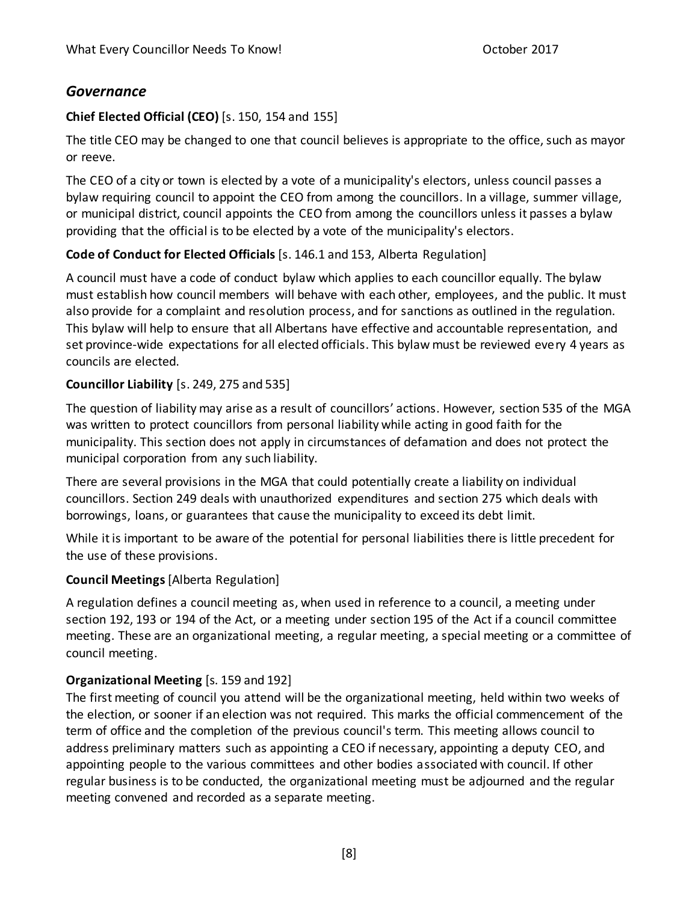## *Governance*

**Chief Elected Official (CEO)** [s. 150, 154 and 155]

The title CEO may be changed to one that council believes is appropriate to the office, such as mayor or reeve.

The CEO of a city or town is elected by a vote of a municipality's electors, unless council passes a bylaw requiring council to appoint the CEO from among the councillors. In a village, summer village, or municipal district, council appoints the CEO from among the councillors unless it passes a bylaw providing that the official is to be elected by a vote of the municipality's electors.

**Code of Conduct for Elected Officials** [s. 146.1 and 153, Alberta Regulation]

A council must have a code of conduct bylaw which applies to each councillor equally. The bylaw must establish how council members will behave with each other, employees, and the public. It must also provide for a complaint and resolution process, and for sanctions as outlined in the regulation. This bylaw will help to ensure that all Albertans have effective and accountable representation, and set province-wide expectations for all elected officials. This bylaw must be reviewed every 4 years as councils are elected.

**Councillor Liability** [s. 249, 275 and 535]

The question of liability may arise as a result of councillors' actions. However, section 535 of the MGA was written to protect councillors from personal liability while acting in good faith for the municipality. This section does not apply in circumstances of defamation and does not protect the municipal corporation from any such liability.

There are several provisions in the MGA that could potentially create a liability on individual councillors. Section 249 deals with unauthorized expenditures and section 275 which deals with borrowings, loans, or guarantees that cause the municipality to exceed its debt limit.

While it is important to be aware of the potential for personal liabilities there is little precedent for the use of these provisions.

**Council Meetings** [Alberta Regulation]

A regulation defines a council meeting as, when used in reference to a council, a meeting under section 192, 193 or 194 of the Act, or a meeting under section 195 of the Act if a council committee meeting. These are an organizational meeting, a regular meeting, a special meeting or a committee of council meeting.

**Organizational Meeting** [s. 159 and 192]

The first meeting of council you attend will be the organizational meeting, held within two weeks of the election, or sooner if an election was not required. This marks the official commencement of the term of office and the completion of the previous council's term. This meeting allows council to address preliminary matters such as appointing a CEO if necessary, appointing a deputy CEO, and appointing people to the various committees and other bodies associated with council. If other regular business is to be conducted, the organizational meeting must be adjourned and the regular meeting convened and recorded as a separate meeting.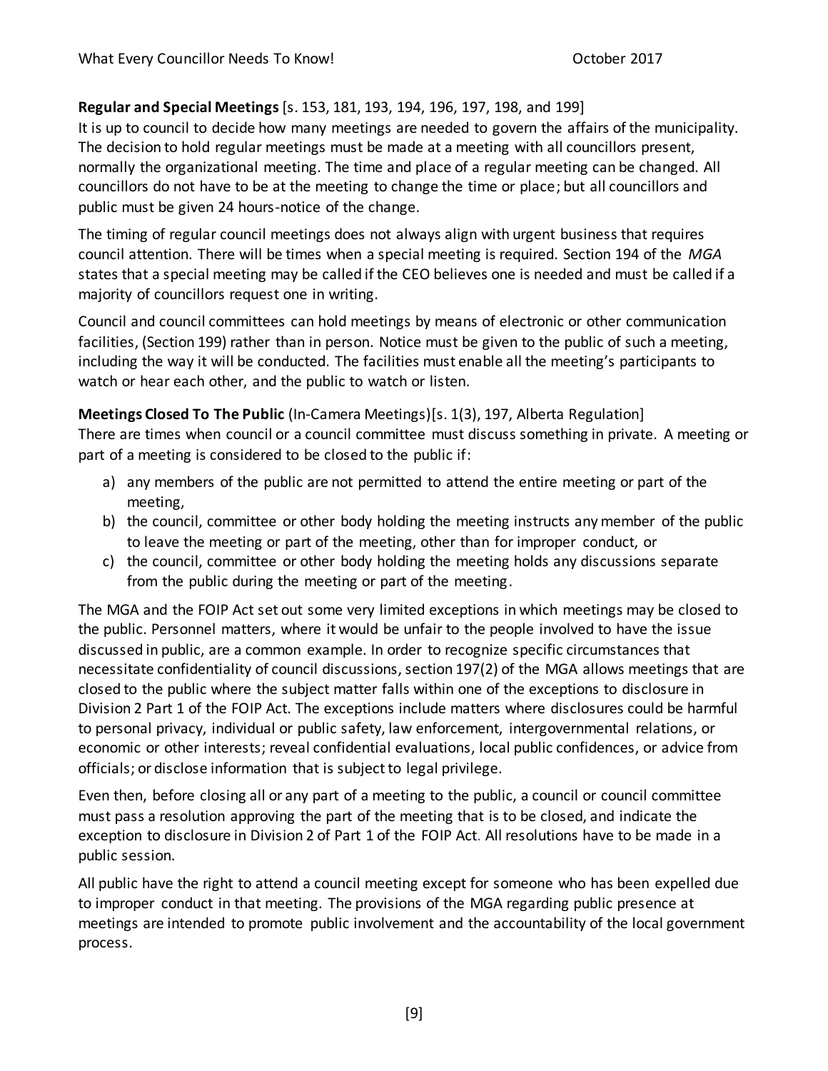**Regular and Special Meetings** [s. 153, 181, 193, 194, 196, 197, 198, and 199]

It is up to council to decide how many meetings are needed to govern the affairs of the municipality. The decision to hold regular meetings must be made at a meeting with all councillors present, normally the organizational meeting. The time and place of a regular meeting can be changed. All councillors do not have to be at the meeting to change the time or place; but all councillors and public must be given 24 hours-notice of the change.

The timing of regular council meetings does not always align with urgent business that requires council attention. There will be times when a special meeting is required. Section 194 of the *MGA* states that a special meeting may be called if the CEO believes one is needed and must be called if a majority of councillors request one in writing.

Council and council committees can hold meetings by means of electronic or other communication facilities, (Section 199) rather than in person. Notice must be given to the public of such a meeting, including the way it will be conducted. The facilities must enable all the meeting's participants to watch or hear each other, and the public to watch or listen.

**Meetings Closed To The Public** (In-Camera Meetings)[s. 1(3), 197, Alberta Regulation]

There are times when council or a council committee must discuss something in private. A meeting or part of a meeting is considered to be closed to the public if:

a) any members of the public are not permitted to attend the entire meeting or part of the meeting,
b) the council, committee or other body holding the meeting instructs any member of the public to leave the meeting or part of the meeting, other than for improper conduct, or
c) the council, committee or other body holding the meeting holds any discussions separate from the public during the meeting or part of the meeting.

The MGA and the FOIP Act set out some very limited exceptions in which meetings may be closed to the public. Personnel matters, where it would be unfair to the people involved to have the issue discussed in public, are a common example. In order to recognize specific circumstances that necessitate confidentiality of council discussions, section 197(2) of the MGA allows meetings that are closed to the public where the subject matter falls within one of the exceptions to disclosure in Division 2 Part 1 of the FOIP Act. The exceptions include matters where disclosures could be harmful to personal privacy, individual or public safety, law enforcement, intergovernmental relations, or economic or other interests; reveal confidential evaluations, local public confidences, or advice from officials; or disclose information that is subject to legal privilege.

Even then, before closing all or any part of a meeting to the public, a council or council committee must pass a resolution approving the part of the meeting that is to be closed, and indicate the exception to disclosure in Division 2 of Part 1 of the FOIP Act. All resolutions have to be made in a public session.

All public have the right to attend a council meeting except for someone who has been expelled due to improper conduct in that meeting. The provisions of the MGA regarding public presence at meetings are intended to promote public involvement and the accountability of the local government process.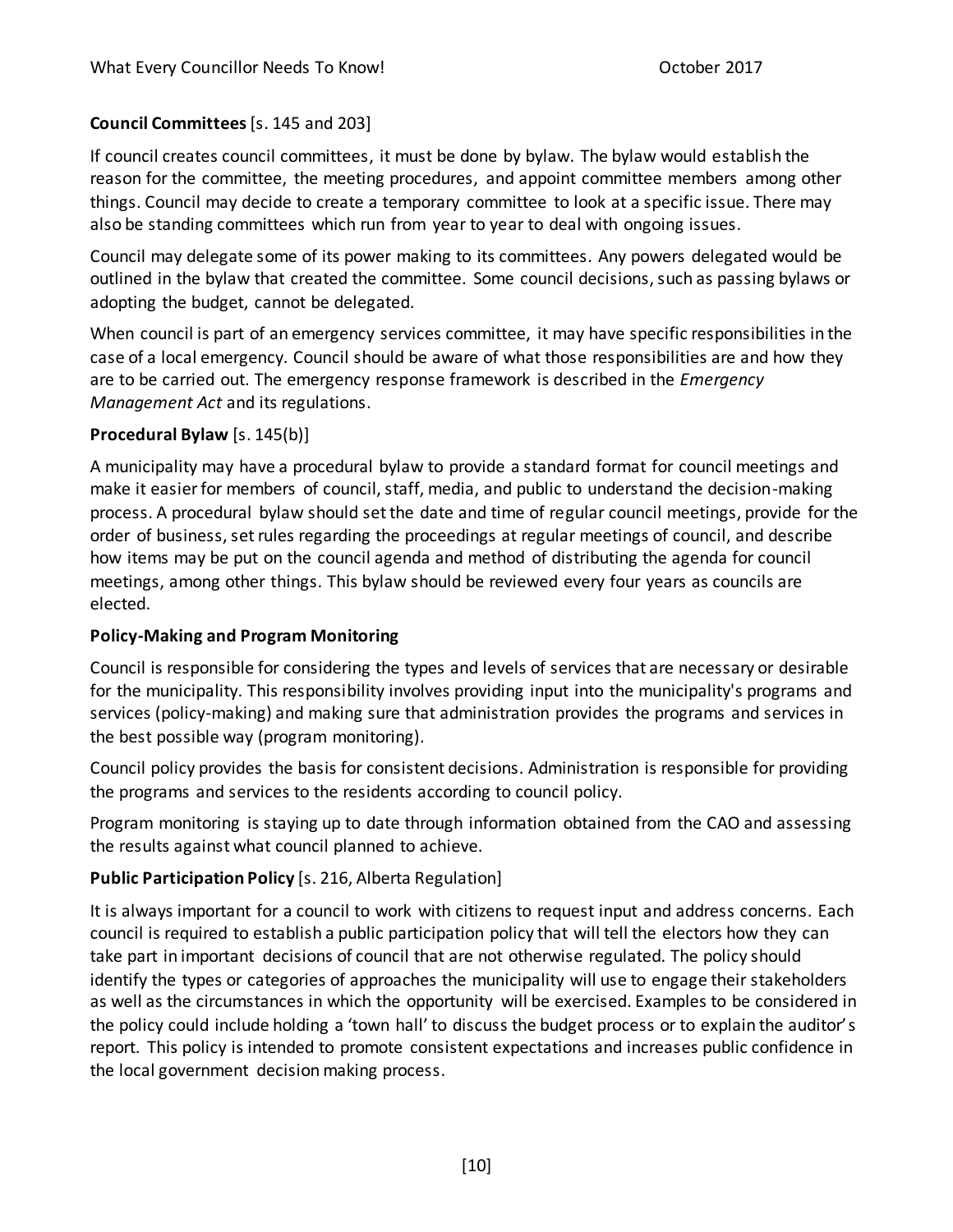**Council Committees** [s. 145 and 203]

If council creates council committees, it must be done by bylaw. The bylaw would establish the reason for the committee, the meeting procedures, and appoint committee members among other things. Council may decide to create a temporary committee to look at a specific issue. There may also be standing committees which run from year to year to deal with ongoing issues.

Council may delegate some of its power making to its committees. Any powers delegated would be outlined in the bylaw that created the committee. Some council decisions, such as passing bylaws or adopting the budget, cannot be delegated.

When council is part of an emergency services committee, it may have specific responsibilities in the case of a local emergency. Council should be aware of what those responsibilities are and how they are to be carried out. The emergency response framework is described in the *Emergency Management Act* and its regulations.

**Procedural Bylaw** [s. 145(b)]

A municipality may have a procedural bylaw to provide a standard format for council meetings and make it easier for members of council, staff, media, and public to understand the decision-making process. A procedural bylaw should set the date and time of regular council meetings, provide for the order of business, set rules regarding the proceedings at regular meetings of council, and describe how items may be put on the council agenda and method of distributing the agenda for council meetings, among other things. This bylaw should be reviewed every four years as councils are elected.

**Policy-Making and Program Monitoring**

Council is responsible for considering the types and levels of services that are necessary or desirable for the municipality. This responsibility involves providing input into the municipality's programs and services (policy-making) and making sure that administration provides the programs and services in the best possible way (program monitoring).

Council policy provides the basis for consistent decisions. Administration is responsible for providing the programs and services to the residents according to council policy.

Program monitoring is staying up to date through information obtained from the CAO and assessing the results against what council planned to achieve.

**Public Participation Policy** [s. 216, Alberta Regulation]

It is always important for a council to work with citizens to request input and address concerns. Each council is required to establish a public participation policy that will tell the electors how they can take part in important decisions of council that are not otherwise regulated. The policy should identify the types or categories of approaches the municipality will use to engage their stakeholders as well as the circumstances in which the opportunity will be exercised. Examples to be considered in the policy could include holding a 'town hall' to discuss the budget process or to explain the auditor's report. This policy is intended to promote consistent expectations and increases public confidence in the local government decision making process.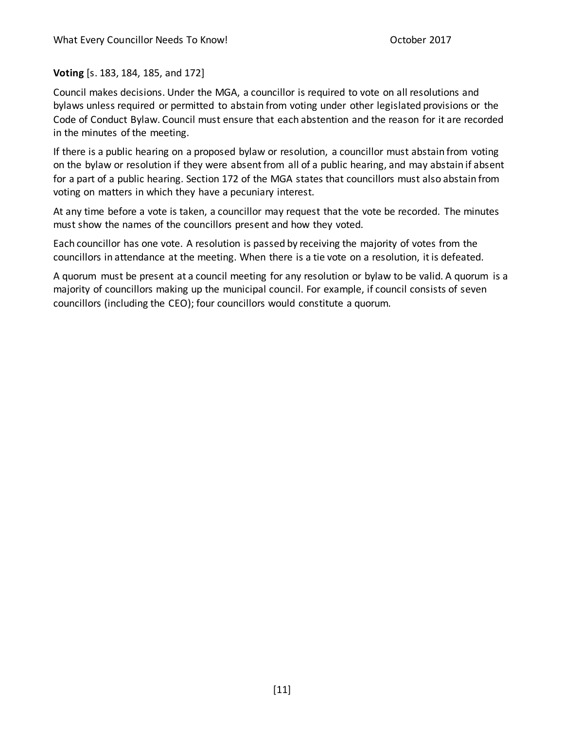**Voting** [s. 183, 184, 185, and 172]

Council makes decisions. Under the MGA, a councillor is required to vote on all resolutions and bylaws unless required or permitted to abstain from voting under other legislated provisions or the Code of Conduct Bylaw. Council must ensure that each abstention and the reason for it are recorded in the minutes of the meeting.

If there is a public hearing on a proposed bylaw or resolution, a councillor must abstain from voting on the bylaw or resolution if they were absent from all of a public hearing, and may abstain if absent for a part of a public hearing. Section 172 of the MGA states that councillors must also abstain from voting on matters in which they have a pecuniary interest.

At any time before a vote is taken, a councillor may request that the vote be recorded. The minutes must show the names of the councillors present and how they voted.

Each councillor has one vote. A resolution is passed by receiving the majority of votes from the councillors in attendance at the meeting. When there is a tie vote on a resolution, it is defeated.

A quorum must be present at a council meeting for any resolution or bylaw to be valid. A quorum is a majority of councillors making up the municipal council. For example, if council consists of seven councillors (including the CEO); four councillors would constitute a quorum.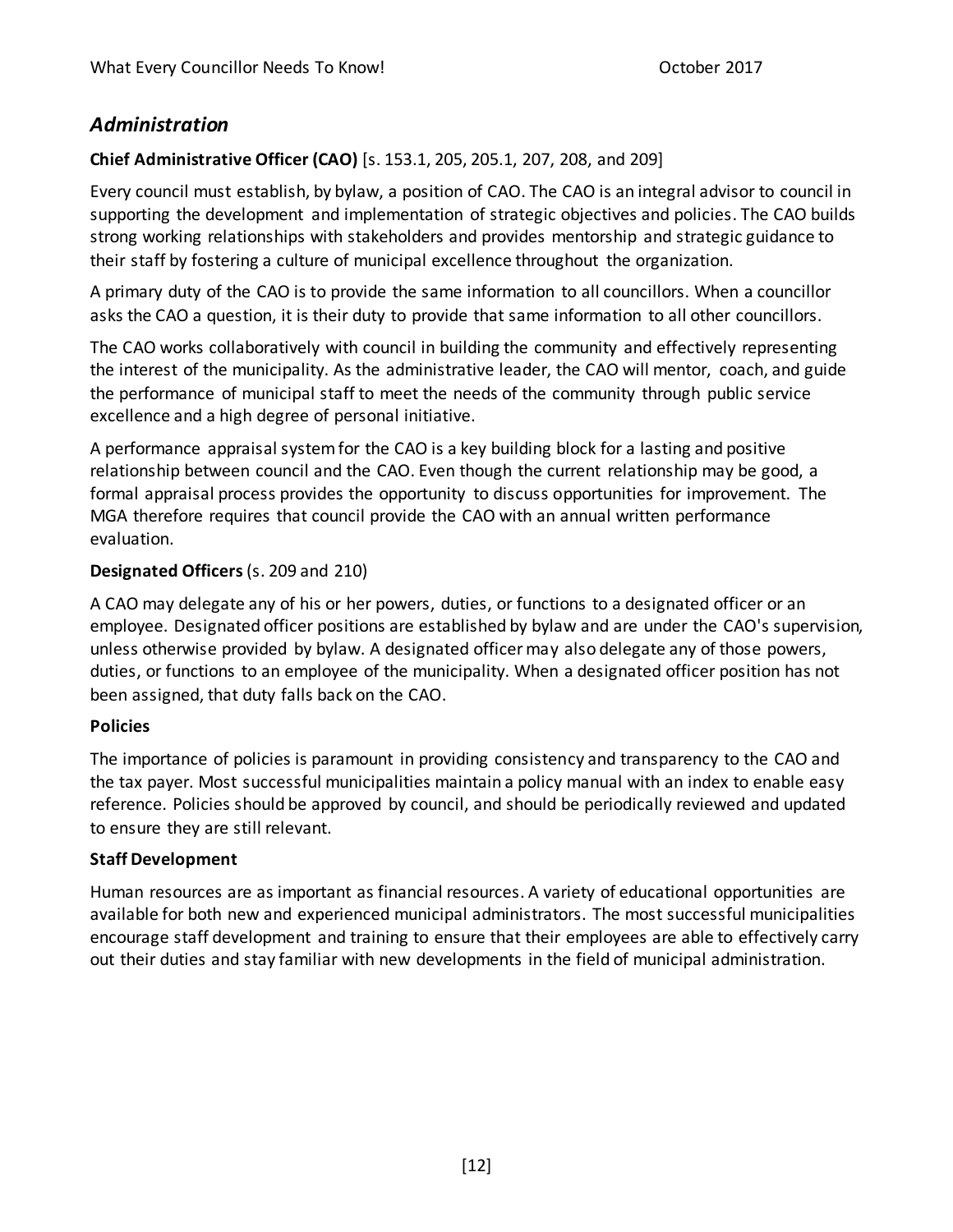## *Administration*

**Chief Administrative Officer (CAO)** [s. 153.1, 205, 205.1, 207, 208, and 209]

Every council must establish, by bylaw, a position of CAO. The CAO is an integral advisor to council in supporting the development and implementation of strategic objectives and policies. The CAO builds strong working relationships with stakeholders and provides mentorship and strategic guidance to their staff by fostering a culture of municipal excellence throughout the organization.

A primary duty of the CAO is to provide the same information to all councillors. When a councillor asks the CAO a question, it is their duty to provide that same information to all other councillors.

The CAO works collaboratively with council in building the community and effectively representing the interest of the municipality. As the administrative leader, the CAO will mentor, coach, and guide the performance of municipal staff to meet the needs of the community through public service excellence and a high degree of personal initiative.

A performance appraisal system for the CAO is a key building block for a lasting and positive relationship between council and the CAO. Even though the current relationship may be good, a formal appraisal process provides the opportunity to discuss opportunities for improvement. The MGA therefore requires that council provide the CAO with an annual written performance evaluation.

**Designated Officers** (s. 209 and 210)

A CAO may delegate any of his or her powers, duties, or functions to a designated officer or an employee. Designated officer positions are established by bylaw and are under the CAO's supervision, unless otherwise provided by bylaw. A designated officer may also delegate any of those powers, duties, or functions to an employee of the municipality. When a designated officer position has not been assigned, that duty falls back on the CAO.

**Policies**

The importance of policies is paramount in providing consistency and transparency to the CAO and the tax payer. Most successful municipalities maintain a policy manual with an index to enable easy reference. Policies should be approved by council, and should be periodically reviewed and updated to ensure they are still relevant.

**Staff Development**

Human resources are as important as financial resources. A variety of educational opportunities are available for both new and experienced municipal administrators. The most successful municipalities encourage staff development and training to ensure that their employees are able to effectively carry out their duties and stay familiar with new developments in the field of municipal administration.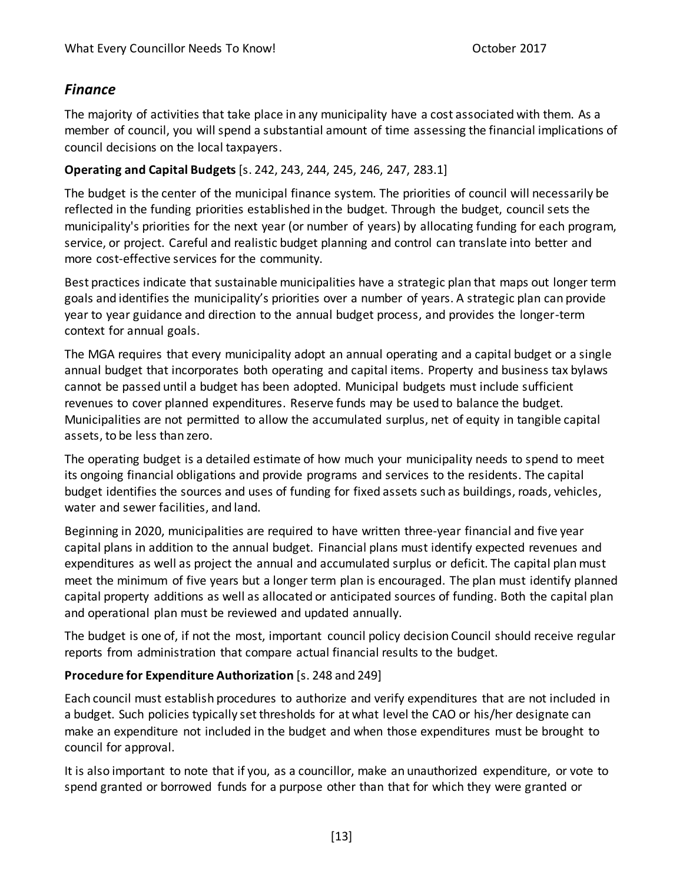## *Finance*

The majority of activities that take place in any municipality have a cost associated with them. As a member of council, you will spend a substantial amount of time assessing the financial implications of council decisions on the local taxpayers.

**Operating and Capital Budgets** [s. 242, 243, 244, 245, 246, 247, 283.1]

The budget is the center of the municipal finance system. The priorities of council will necessarily be reflected in the funding priorities established in the budget. Through the budget, council sets the municipality's priorities for the next year (or number of years) by allocating funding for each program, service, or project. Careful and realistic budget planning and control can translate into better and more cost-effective services for the community.

Best practices indicate that sustainable municipalities have a strategic plan that maps out longer term goals and identifies the municipality's priorities over a number of years. A strategic plan can provide year to year guidance and direction to the annual budget process, and provides the longer-term context for annual goals.

The MGA requires that every municipality adopt an annual operating and a capital budget or a single annual budget that incorporates both operating and capital items. Property and business tax bylaws cannot be passed until a budget has been adopted. Municipal budgets must include sufficient revenues to cover planned expenditures. Reserve funds may be used to balance the budget. Municipalities are not permitted to allow the accumulated surplus, net of equity in tangible capital assets, to be less than zero.

The operating budget is a detailed estimate of how much your municipality needs to spend to meet its ongoing financial obligations and provide programs and services to the residents. The capital budget identifies the sources and uses of funding for fixed assets such as buildings, roads, vehicles, water and sewer facilities, and land.

Beginning in 2020, municipalities are required to have written three-year financial and five year capital plans in addition to the annual budget. Financial plans must identify expected revenues and expenditures as well as project the annual and accumulated surplus or deficit. The capital plan must meet the minimum of five years but a longer term plan is encouraged. The plan must identify planned capital property additions as well as allocated or anticipated sources of funding. Both the capital plan and operational plan must be reviewed and updated annually.

The budget is one of, if not the most, important council policy decision Council should receive regular reports from administration that compare actual financial results to the budget.

**Procedure for Expenditure Authorization** [s. 248 and 249]

Each council must establish procedures to authorize and verify expenditures that are not included in a budget. Such policies typically set thresholds for at what level the CAO or his/her designate can make an expenditure not included in the budget and when those expenditures must be brought to council for approval.

It is also important to note that if you, as a councillor, make an unauthorized expenditure, or vote to spend granted or borrowed funds for a purpose other than that for which they were granted or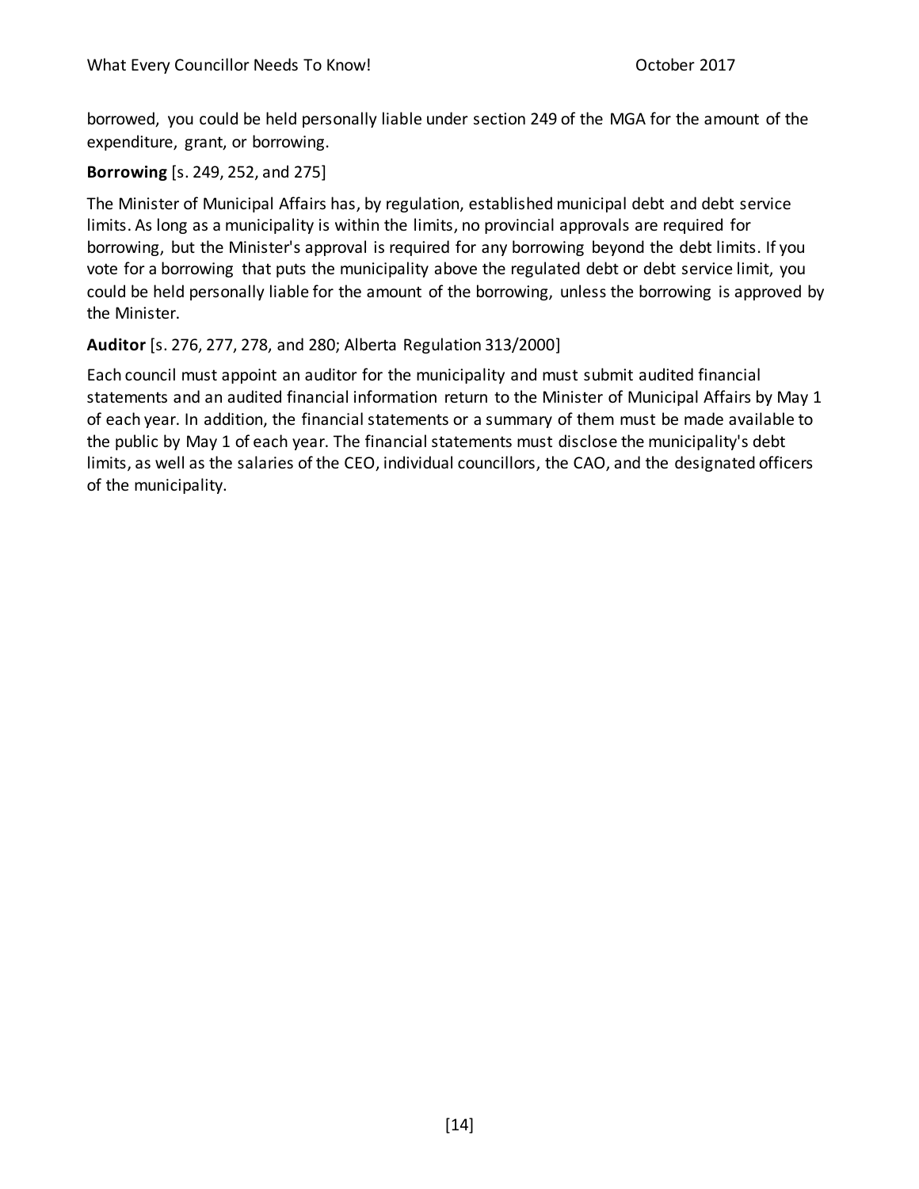borrowed, you could be held personally liable under section 249 of the MGA for the amount of the expenditure, grant, or borrowing.

**Borrowing** [s. 249, 252, and 275]

The Minister of Municipal Affairs has, by regulation, established municipal debt and debt service limits. As long as a municipality is within the limits, no provincial approvals are required for borrowing, but the Minister's approval is required for any borrowing beyond the debt limits. If you vote for a borrowing that puts the municipality above the regulated debt or debt service limit, you could be held personally liable for the amount of the borrowing, unless the borrowing is approved by the Minister.

**Auditor** [s. 276, 277, 278, and 280; Alberta Regulation 313/2000]

Each council must appoint an auditor for the municipality and must submit audited financial statements and an audited financial information return to the Minister of Municipal Affairs by May 1 of each year. In addition, the financial statements or a summary of them must be made available to the public by May 1 of each year. The financial statements must disclose the municipality's debt limits, as well as the salaries of the CEO, individual councillors, the CAO, and the designated officers of the municipality.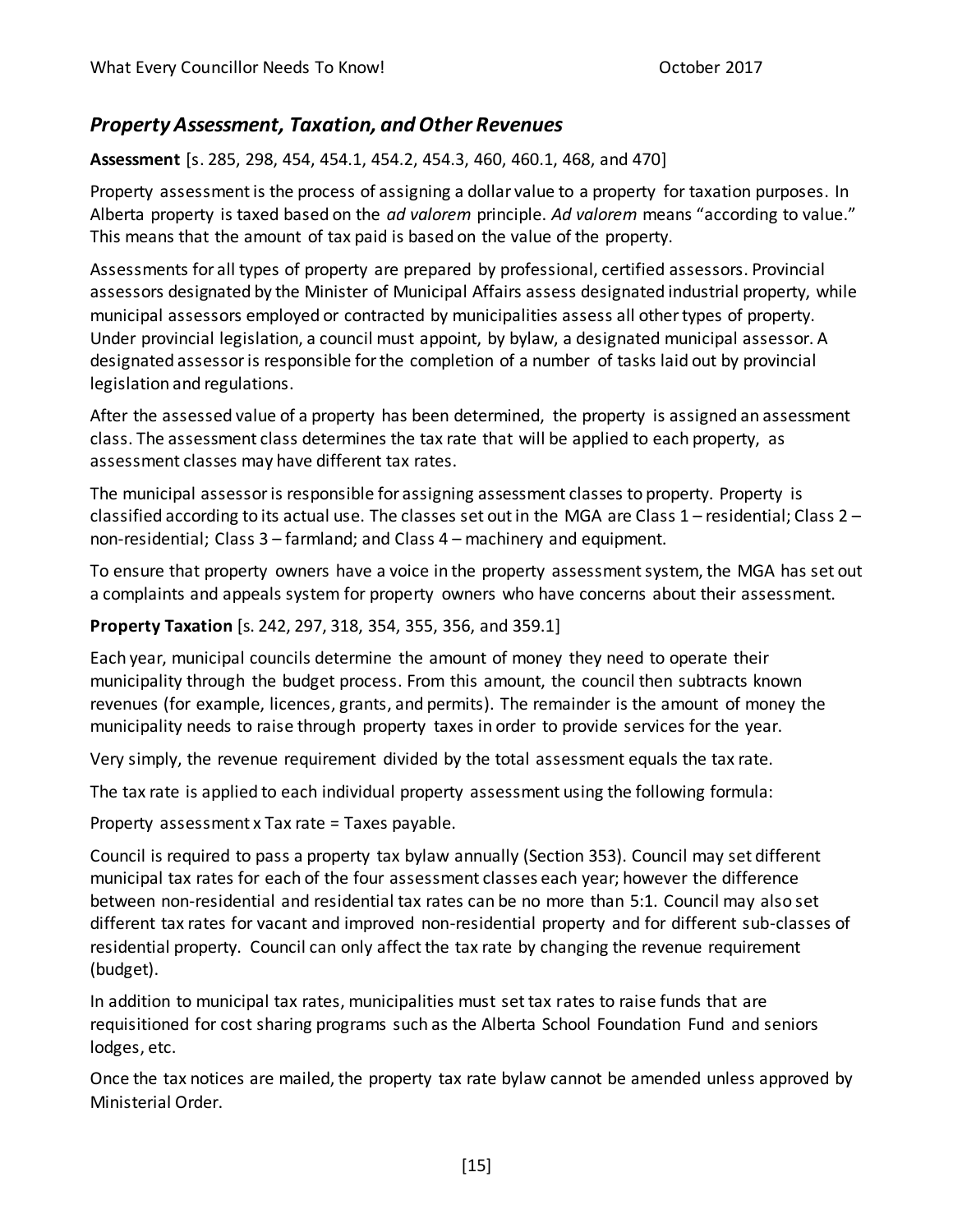## *Property Assessment, Taxation, and Other Revenues*

**Assessment** [s. 285, 298, 454, 454.1, 454.2, 454.3, 460, 460.1, 468, and 470]

Property assessment is the process of assigning a dollar value to a property for taxation purposes. In Alberta property is taxed based on the *ad valorem* principle. *Ad valorem* means "according to value." This means that the amount of tax paid is based on the value of the property.

Assessments for all types of property are prepared by professional, certified assessors. Provincial assessors designated by the Minister of Municipal Affairs assess designated industrial property, while municipal assessors employed or contracted by municipalities assess all other types of property. Under provincial legislation, a council must appoint, by bylaw, a designated municipal assessor. A designated assessor is responsible for the completion of a number of tasks laid out by provincial legislation and regulations.

After the assessed value of a property has been determined, the property is assigned an assessment class. The assessment class determines the tax rate that will be applied to each property, as assessment classes may have different tax rates.

The municipal assessor is responsible for assigning assessment classes to property. Property is classified according to its actual use. The classes set out in the MGA are Class 1 – residential; Class 2 – non-residential; Class 3 – farmland; and Class 4 – machinery and equipment.

To ensure that property owners have a voice in the property assessment system, the MGA has set out a complaints and appeals system for property owners who have concerns about their assessment.

**Property Taxation** [s. 242, 297, 318, 354, 355, 356, and 359.1]

Each year, municipal councils determine the amount of money they need to operate their municipality through the budget process. From this amount, the council then subtracts known revenues (for example, licences, grants, and permits). The remainder is the amount of money the municipality needs to raise through property taxes in order to provide services for the year.

Very simply, the revenue requirement divided by the total assessment equals the tax rate.

The tax rate is applied to each individual property assessment using the following formula:

Property assessment x Tax rate = Taxes payable.

Council is required to pass a property tax bylaw annually (Section 353). Council may set different municipal tax rates for each of the four assessment classes each year; however the difference between non-residential and residential tax rates can be no more than 5:1. Council may also set different tax rates for vacant and improved non-residential property and for different sub-classes of residential property. Council can only affect the tax rate by changing the revenue requirement (budget).

In addition to municipal tax rates, municipalities must set tax rates to raise funds that are requisitioned for cost sharing programs such as the Alberta School Foundation Fund and seniors lodges, etc.

Once the tax notices are mailed, the property tax rate bylaw cannot be amended unless approved by Ministerial Order.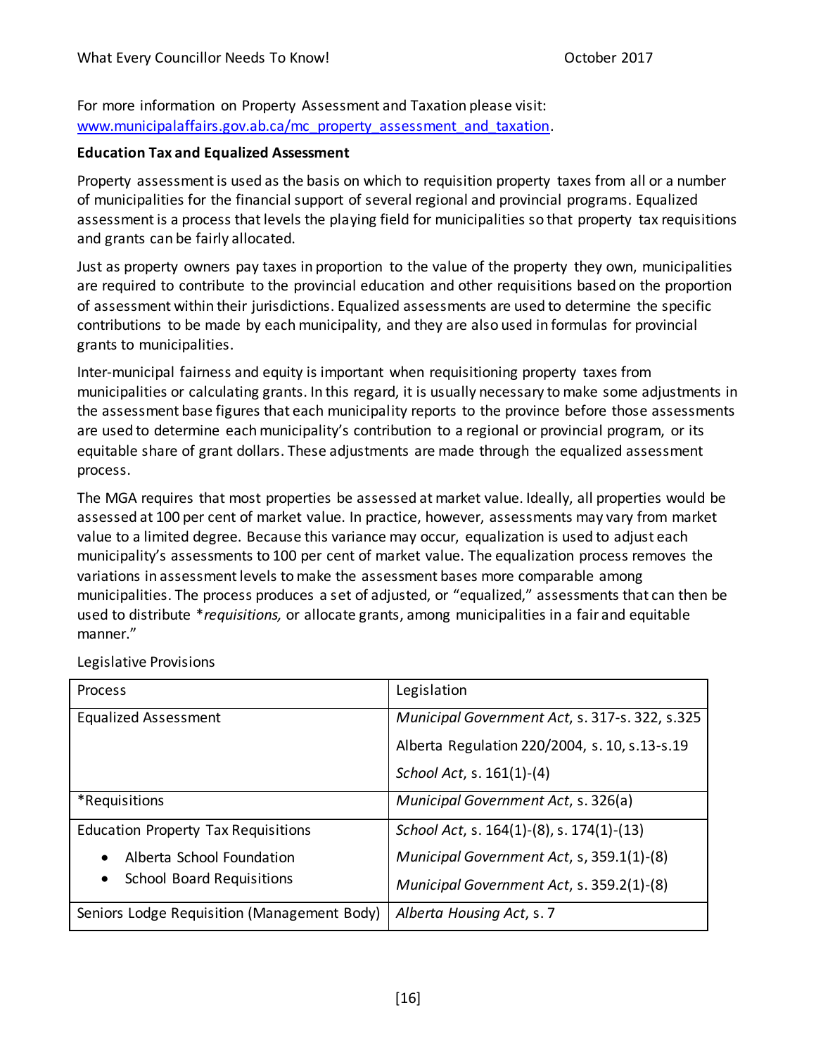For more information on Property Assessment and Taxation please visit: [www.municipalaffairs.gov.ab.ca/mc_property_assessment_and_taxation](www.municipalaffairs.gov.ab.ca/mc_property_assessment_and_taxation).

**Education Tax and Equalized Assessment**

Property assessment is used as the basis on which to requisition property taxes from all or a number of municipalities for the financial support of several regional and provincial programs. Equalized assessment is a process that levels the playing field for municipalities so that property tax requisitions and grants can be fairly allocated.

Just as property owners pay taxes in proportion to the value of the property they own, municipalities are required to contribute to the provincial education and other requisitions based on the proportion of assessment within their jurisdictions. Equalized assessments are used to determine the specific contributions to be made by each municipality, and they are also used in formulas for provincial grants to municipalities.

Inter-municipal fairness and equity is important when requisitioning property taxes from municipalities or calculating grants. In this regard, it is usually necessary to make some adjustments in the assessment base figures that each municipality reports to the province before those assessments are used to determine each municipality's contribution to a regional or provincial program, or its equitable share of grant dollars. These adjustments are made through the equalized assessment process.

The MGA requires that most properties be assessed at market value. Ideally, all properties would be assessed at 100 per cent of market value. In practice, however, assessments may vary from market value to a limited degree. Because this variance may occur, equalization is used to adjust each municipality's assessments to 100 per cent of market value. The equalization process removes the variations in assessment levels to make the assessment bases more comparable among municipalities. The process produces a set of adjusted, or "equalized," assessments that can then be used to distribute **requisitions*, or allocate grants, among municipalities in a fair and equitable manner."

Legislative Provisions

| Process | Legislation |
|---|---|
| Equalized Assessment | *Municipal Government Act*, s. 317-s. 322, s.325<br>Alberta Regulation 220/2004, s. 10, s.13-s.19<br>*School Act*, s. 161(1)-(4) |
| *Requisitions | *Municipal Government Act*, s. 326(a) |
| Education Property Tax Requisitions<br>• Alberta School Foundation<br>• School Board Requisitions | *School Act*, s. 164(1)-(8), s. 174(1)-(13)<br>*Municipal Government Act*, s, 359.1(1)-(8)<br>*Municipal Government Act*, s. 359.2(1)-(8) |
| Seniors Lodge Requisition (Management Body) | *Alberta Housing Act*, s. 7 |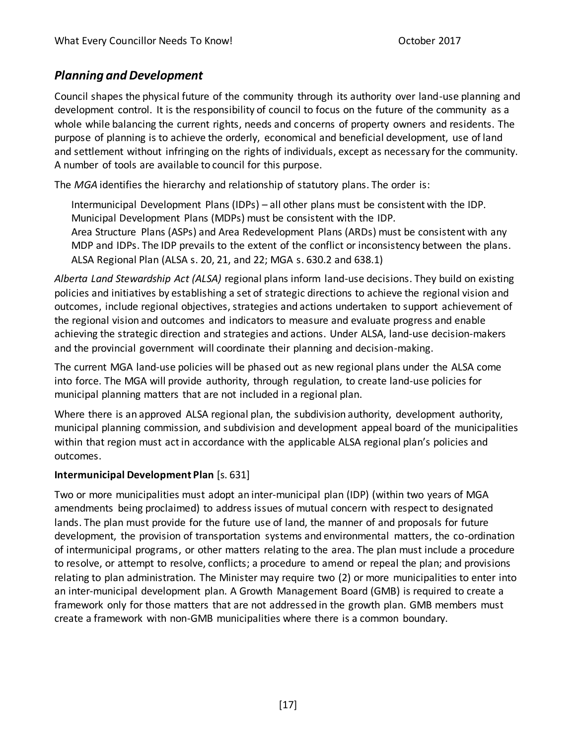## *Planning and Development*

Council shapes the physical future of the community through its authority over land-use planning and development control. It is the responsibility of council to focus on the future of the community as a whole while balancing the current rights, needs and concerns of property owners and residents. The purpose of planning is to achieve the orderly, economical and beneficial development, use of land and settlement without infringing on the rights of individuals, except as necessary for the community. A number of tools are available to council for this purpose.

The *MGA* identifies the hierarchy and relationship of statutory plans. The order is:

> Intermunicipal Development Plans (IDPs) – all other plans must be consistent with the IDP.
> Municipal Development Plans (MDPs) must be consistent with the IDP.
> Area Structure Plans (ASPs) and Area Redevelopment Plans (ARDs) must be consistent with any MDP and IDPs. The IDP prevails to the extent of the conflict or inconsistency between the plans.
> ALSA Regional Plan (ALSA s. 20, 21, and 22; MGA s. 630.2 and 638.1)

*Alberta Land Stewardship Act (ALSA)* regional plans inform land-use decisions. They build on existing policies and initiatives by establishing a set of strategic directions to achieve the regional vision and outcomes, include regional objectives, strategies and actions undertaken to support achievement of the regional vision and outcomes and indicators to measure and evaluate progress and enable achieving the strategic direction and strategies and actions. Under ALSA, land-use decision-makers and the provincial government will coordinate their planning and decision-making.

The current MGA land-use policies will be phased out as new regional plans under the ALSA come into force. The MGA will provide authority, through regulation, to create land-use policies for municipal planning matters that are not included in a regional plan.

Where there is an approved ALSA regional plan, the subdivision authority, development authority, municipal planning commission, and subdivision and development appeal board of the municipalities within that region must act in accordance with the applicable ALSA regional plan's policies and outcomes.

**Intermunicipal Development Plan** [s. 631]

Two or more municipalities must adopt an inter-municipal plan (IDP) (within two years of MGA amendments being proclaimed) to address issues of mutual concern with respect to designated lands. The plan must provide for the future use of land, the manner of and proposals for future development, the provision of transportation systems and environmental matters, the co-ordination of intermunicipal programs, or other matters relating to the area. The plan must include a procedure to resolve, or attempt to resolve, conflicts; a procedure to amend or repeal the plan; and provisions relating to plan administration. The Minister may require two (2) or more municipalities to enter into an inter-municipal development plan. A Growth Management Board (GMB) is required to create a framework only for those matters that are not addressed in the growth plan. GMB members must create a framework with non-GMB municipalities where there is a common boundary.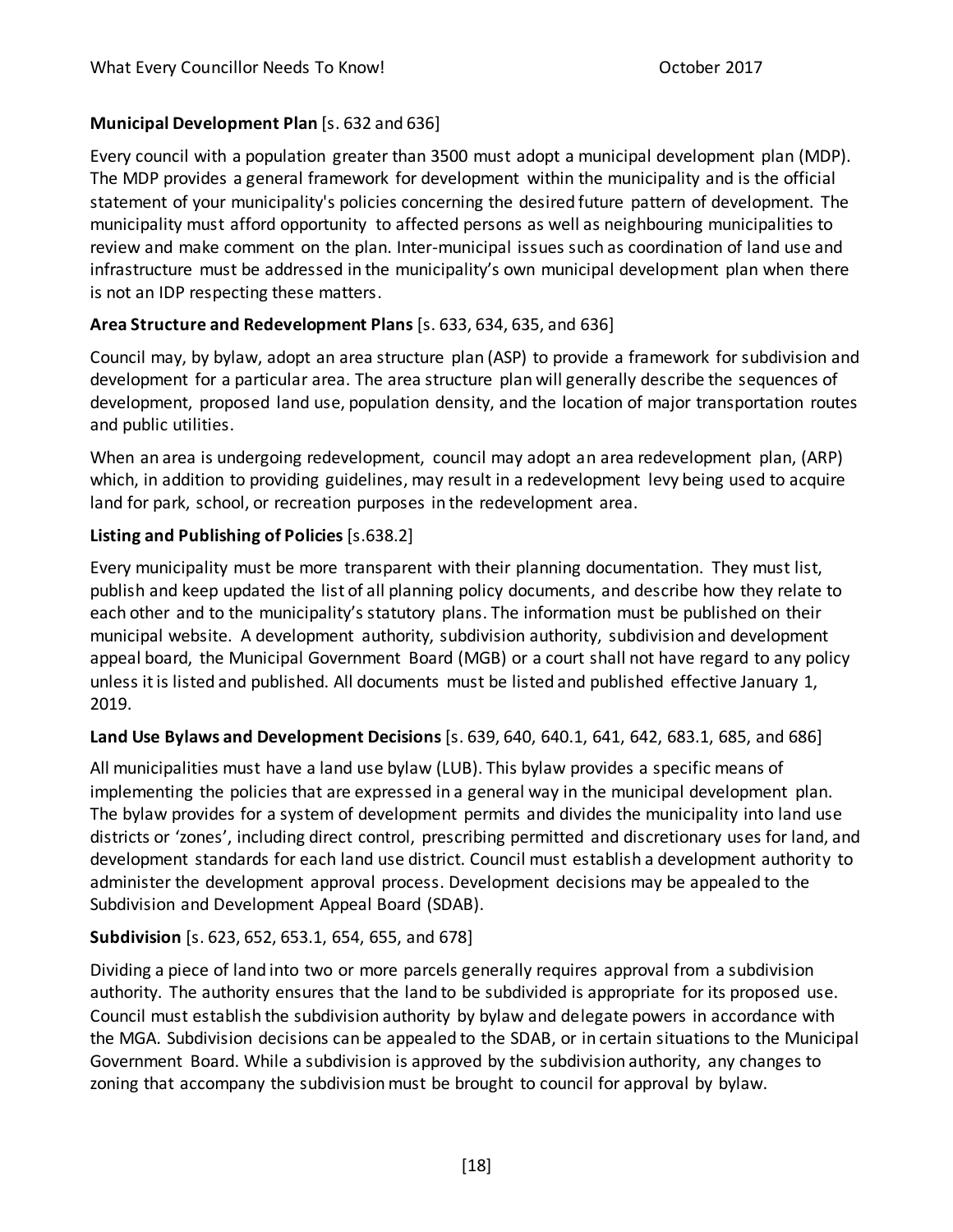**Municipal Development Plan** [s. 632 and 636]

Every council with a population greater than 3500 must adopt a municipal development plan (MDP). The MDP provides a general framework for development within the municipality and is the official statement of your municipality's policies concerning the desired future pattern of development. The municipality must afford opportunity to affected persons as well as neighbouring municipalities to review and make comment on the plan. Inter-municipal issues such as coordination of land use and infrastructure must be addressed in the municipality's own municipal development plan when there is not an IDP respecting these matters.

**Area Structure and Redevelopment Plans** [s. 633, 634, 635, and 636]

Council may, by bylaw, adopt an area structure plan (ASP) to provide a framework for subdivision and development for a particular area. The area structure plan will generally describe the sequences of development, proposed land use, population density, and the location of major transportation routes and public utilities.

When an area is undergoing redevelopment, council may adopt an area redevelopment plan, (ARP) which, in addition to providing guidelines, may result in a redevelopment levy being used to acquire land for park, school, or recreation purposes in the redevelopment area.

**Listing and Publishing of Policies** [s.638.2]

Every municipality must be more transparent with their planning documentation. They must list, publish and keep updated the list of all planning policy documents, and describe how they relate to each other and to the municipality's statutory plans. The information must be published on their municipal website. A development authority, subdivision authority, subdivision and development appeal board, the Municipal Government Board (MGB) or a court shall not have regard to any policy unless it is listed and published. All documents must be listed and published effective January 1, 2019.

**Land Use Bylaws and Development Decisions** [s. 639, 640, 640.1, 641, 642, 683.1, 685, and 686]

All municipalities must have a land use bylaw (LUB). This bylaw provides a specific means of implementing the policies that are expressed in a general way in the municipal development plan. The bylaw provides for a system of development permits and divides the municipality into land use districts or 'zones', including direct control, prescribing permitted and discretionary uses for land, and development standards for each land use district. Council must establish a development authority to administer the development approval process. Development decisions may be appealed to the Subdivision and Development Appeal Board (SDAB).

**Subdivision** [s. 623, 652, 653.1, 654, 655, and 678]

Dividing a piece of land into two or more parcels generally requires approval from a subdivision authority. The authority ensures that the land to be subdivided is appropriate for its proposed use. Council must establish the subdivision authority by bylaw and delegate powers in accordance with the MGA. Subdivision decisions can be appealed to the SDAB, or in certain situations to the Municipal Government Board. While a subdivision is approved by the subdivision authority, any changes to zoning that accompany the subdivision must be brought to council for approval by bylaw.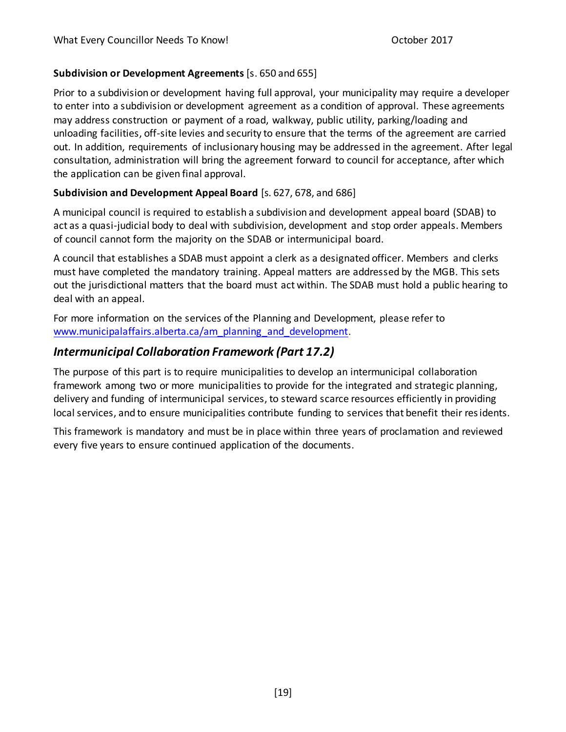**Subdivision or Development Agreements** [s. 650 and 655]

Prior to a subdivision or development having full approval, your municipality may require a developer to enter into a subdivision or development agreement as a condition of approval. These agreements may address construction or payment of a road, walkway, public utility, parking/loading and unloading facilities, off-site levies and security to ensure that the terms of the agreement are carried out. In addition, requirements of inclusionary housing may be addressed in the agreement. After legal consultation, administration will bring the agreement forward to council for acceptance, after which the application can be given final approval.

**Subdivision and Development Appeal Board** [s. 627, 678, and 686]

A municipal council is required to establish a subdivision and development appeal board (SDAB) to act as a quasi-judicial body to deal with subdivision, development and stop order appeals. Members of council cannot form the majority on the SDAB or intermunicipal board.

A council that establishes a SDAB must appoint a clerk as a designated officer. Members and clerks must have completed the mandatory training. Appeal matters are addressed by the MGB. This sets out the jurisdictional matters that the board must act within. The SDAB must hold a public hearing to deal with an appeal.

For more information on the services of the Planning and Development, please refer to www.municipalaffairs.alberta.ca/am_planning_and_development.

## *Intermunicipal Collaboration Framework (Part 17.2)*

The purpose of this part is to require municipalities to develop an intermunicipal collaboration framework among two or more municipalities to provide for the integrated and strategic planning, delivery and funding of intermunicipal services, to steward scarce resources efficiently in providing local services, and to ensure municipalities contribute funding to services that benefit their residents.

This framework is mandatory and must be in place within three years of proclamation and reviewed every five years to ensure continued application of the documents.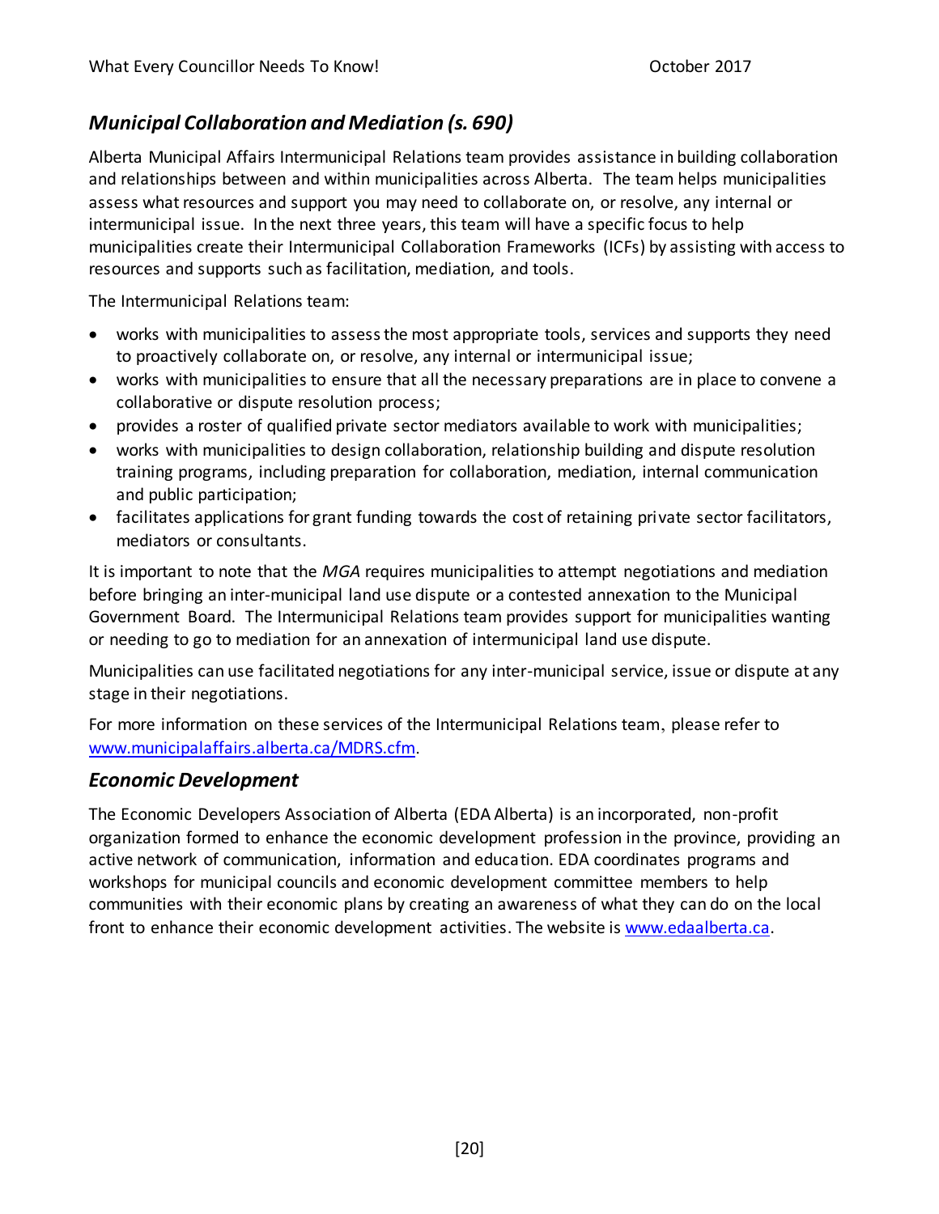### *Municipal Collaboration and Mediation (s. 690)*

Alberta Municipal Affairs Intermunicipal Relations team provides assistance in building collaboration and relationships between and within municipalities across Alberta. The team helps municipalities assess what resources and support you may need to collaborate on, or resolve, any internal or intermunicipal issue. In the next three years, this team will have a specific focus to help municipalities create their Intermunicipal Collaboration Frameworks (ICFs) by assisting with access to resources and supports such as facilitation, mediation, and tools.

The Intermunicipal Relations team:

- works with municipalities to assess the most appropriate tools, services and supports they need to proactively collaborate on, or resolve, any internal or intermunicipal issue;
- works with municipalities to ensure that all the necessary preparations are in place to convene a collaborative or dispute resolution process;
- provides a roster of qualified private sector mediators available to work with municipalities;
- works with municipalities to design collaboration, relationship building and dispute resolution training programs, including preparation for collaboration, mediation, internal communication and public participation;
- facilitates applications for grant funding towards the cost of retaining private sector facilitators, mediators or consultants.

It is important to note that the *MGA* requires municipalities to attempt negotiations and mediation before bringing an inter-municipal land use dispute or a contested annexation to the Municipal Government Board. The Intermunicipal Relations team provides support for municipalities wanting or needing to go to mediation for an annexation of intermunicipal land use dispute.

Municipalities can use facilitated negotiations for any inter-municipal service, issue or dispute at any stage in their negotiations.

For more information on these services of the Intermunicipal Relations team, please refer to [www.municipalaffairs.alberta.ca/MDRS.cfm](www.municipalaffairs.alberta.ca/MDRS.cfm).

### *Economic Development*

The Economic Developers Association of Alberta (EDA Alberta) is an incorporated, non-profit organization formed to enhance the economic development profession in the province, providing an active network of communication, information and education. EDA coordinates programs and workshops for municipal councils and economic development committee members to help communities with their economic plans by creating an awareness of what they can do on the local front to enhance their economic development activities. The website is [www.edaalberta.ca](www.edaalberta.ca).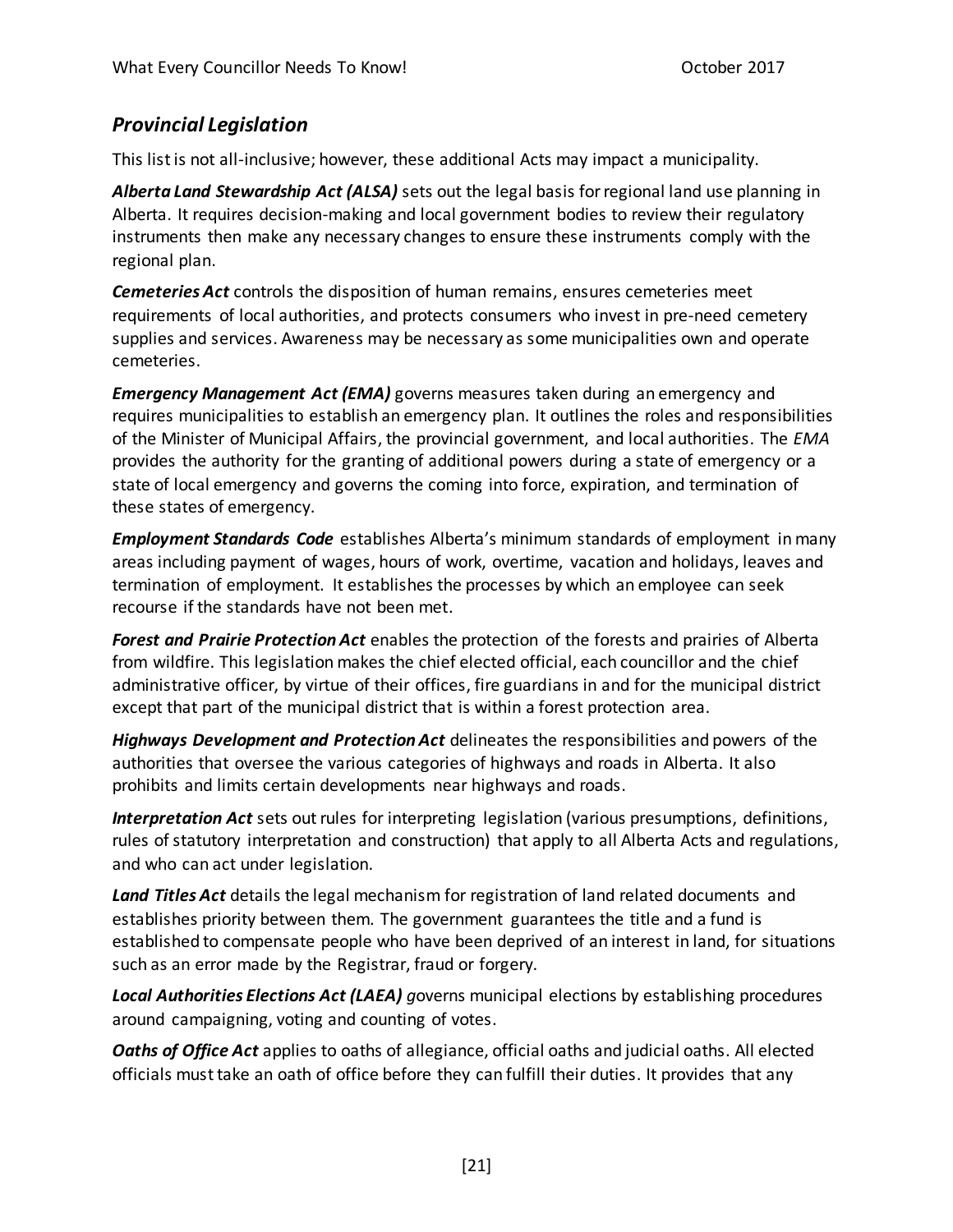## *Provincial Legislation*

This list is not all-inclusive; however, these additional Acts may impact a municipality.

***Alberta Land Stewardship Act (ALSA)*** sets out the legal basis for regional land use planning in Alberta. It requires decision-making and local government bodies to review their regulatory instruments then make any necessary changes to ensure these instruments comply with the regional plan.

***Cemeteries Act*** controls the disposition of human remains, ensures cemeteries meet requirements of local authorities, and protects consumers who invest in pre-need cemetery supplies and services. Awareness may be necessary as some municipalities own and operate cemeteries.

***Emergency Management Act (EMA)*** governs measures taken during an emergency and requires municipalities to establish an emergency plan. It outlines the roles and responsibilities of the Minister of Municipal Affairs, the provincial government, and local authorities. The *EMA* provides the authority for the granting of additional powers during a state of emergency or a state of local emergency and governs the coming into force, expiration, and termination of these states of emergency.

***Employment Standards Code*** establishes Alberta's minimum standards of employment in many areas including payment of wages, hours of work, overtime, vacation and holidays, leaves and termination of employment. It establishes the processes by which an employee can seek recourse if the standards have not been met.

***Forest and Prairie Protection Act*** enables the protection of the forests and prairies of Alberta from wildfire. This legislation makes the chief elected official, each councillor and the chief administrative officer, by virtue of their offices, fire guardians in and for the municipal district except that part of the municipal district that is within a forest protection area.

***Highways Development and Protection Act*** delineates the responsibilities and powers of the authorities that oversee the various categories of highways and roads in Alberta. It also prohibits and limits certain developments near highways and roads.

***Interpretation Act*** sets out rules for interpreting legislation (various presumptions, definitions, rules of statutory interpretation and construction) that apply to all Alberta Acts and regulations, and who can act under legislation.

***Land Titles Act*** details the legal mechanism for registration of land related documents and establishes priority between them. The government guarantees the title and a fund is established to compensate people who have been deprived of an interest in land, for situations such as an error made by the Registrar, fraud or forgery.

***Local Authorities Elections Act (LAEA)*** *g*overns municipal elections by establishing procedures around campaigning, voting and counting of votes.

***Oaths of Office Act*** applies to oaths of allegiance, official oaths and judicial oaths. All elected officials must take an oath of office before they can fulfill their duties. It provides that any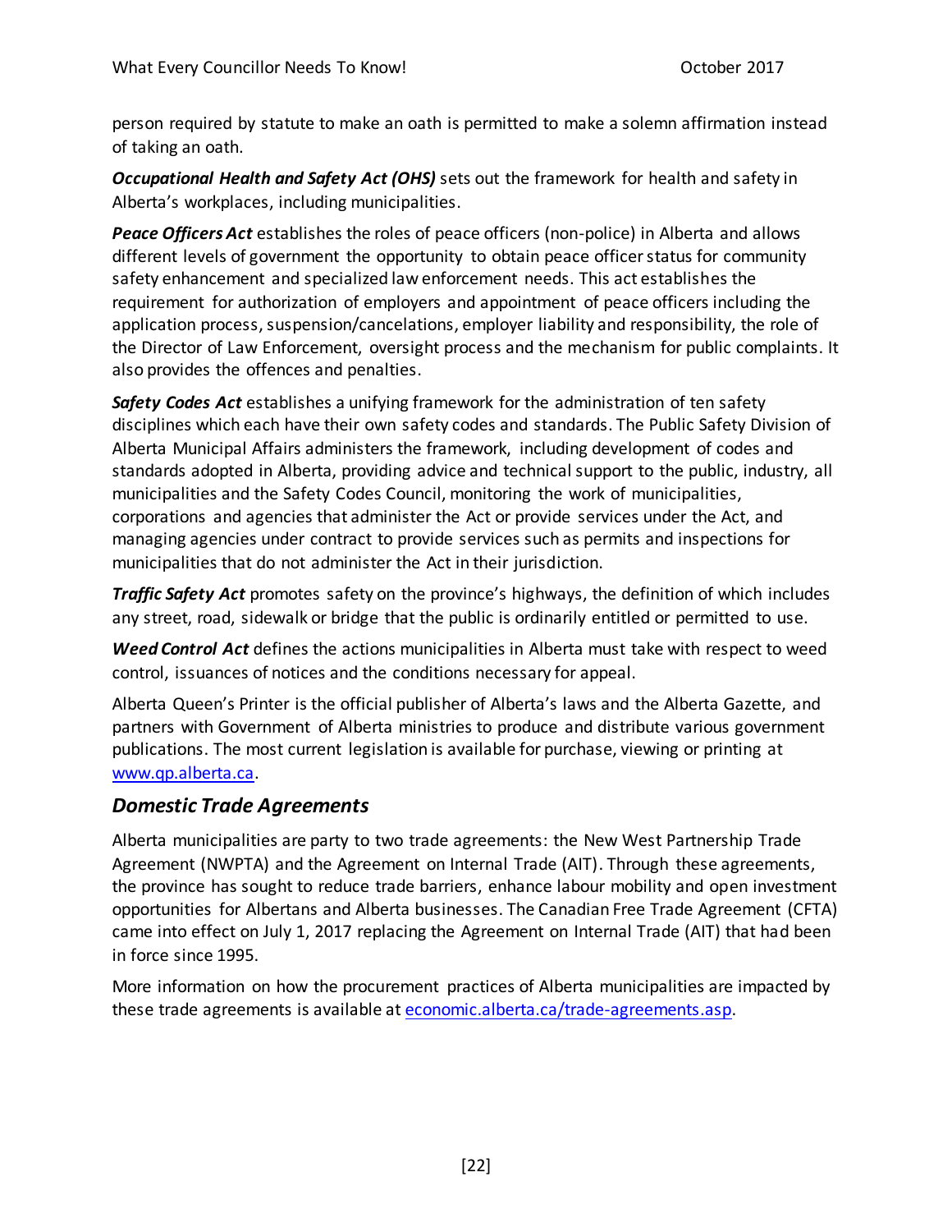person required by statute to make an oath is permitted to make a solemn affirmation instead of taking an oath.

***Occupational Health and Safety Act (OHS)*** sets out the framework for health and safety in Alberta's workplaces, including municipalities.

***Peace Officers Act*** establishes the roles of peace officers (non-police) in Alberta and allows different levels of government the opportunity to obtain peace officer status for community safety enhancement and specialized law enforcement needs. This act establishes the requirement for authorization of employers and appointment of peace officers including the application process, suspension/cancelations, employer liability and responsibility, the role of the Director of Law Enforcement, oversight process and the mechanism for public complaints. It also provides the offences and penalties.

***Safety Codes Act*** establishes a unifying framework for the administration of ten safety disciplines which each have their own safety codes and standards. The Public Safety Division of Alberta Municipal Affairs administers the framework, including development of codes and standards adopted in Alberta, providing advice and technical support to the public, industry, all municipalities and the Safety Codes Council, monitoring the work of municipalities, corporations and agencies that administer the Act or provide services under the Act, and managing agencies under contract to provide services such as permits and inspections for municipalities that do not administer the Act in their jurisdiction.

***Traffic Safety Act*** promotes safety on the province's highways, the definition of which includes any street, road, sidewalk or bridge that the public is ordinarily entitled or permitted to use.

***Weed Control Act*** defines the actions municipalities in Alberta must take with respect to weed control, issuances of notices and the conditions necessary for appeal.

Alberta Queen's Printer is the official publisher of Alberta's laws and the Alberta Gazette, and partners with Government of Alberta ministries to produce and distribute various government publications. The most current legislation is available for purchase, viewing or printing at [www.qp.alberta.ca](http://www.qp.alberta.ca).

## *Domestic Trade Agreements*

Alberta municipalities are party to two trade agreements: the New West Partnership Trade Agreement (NWPTA) and the Agreement on Internal Trade (AIT). Through these agreements, the province has sought to reduce trade barriers, enhance labour mobility and open investment opportunities for Albertans and Alberta businesses. The Canadian Free Trade Agreement (CFTA) came into effect on July 1, 2017 replacing the Agreement on Internal Trade (AIT) that had been in force since 1995.

More information on how the procurement practices of Alberta municipalities are impacted by these trade agreements is available at [economic.alberta.ca/trade-agreements.asp](http://economic.alberta.ca/trade-agreements.asp).